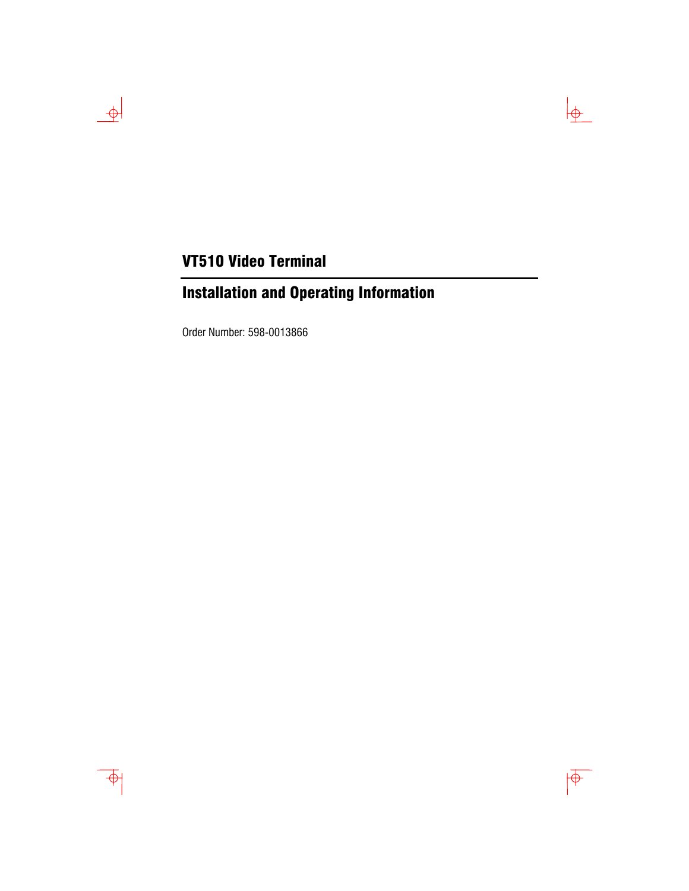# VT510 Video Terminal

## Installation and Operating Information

Order Number: 598-0013866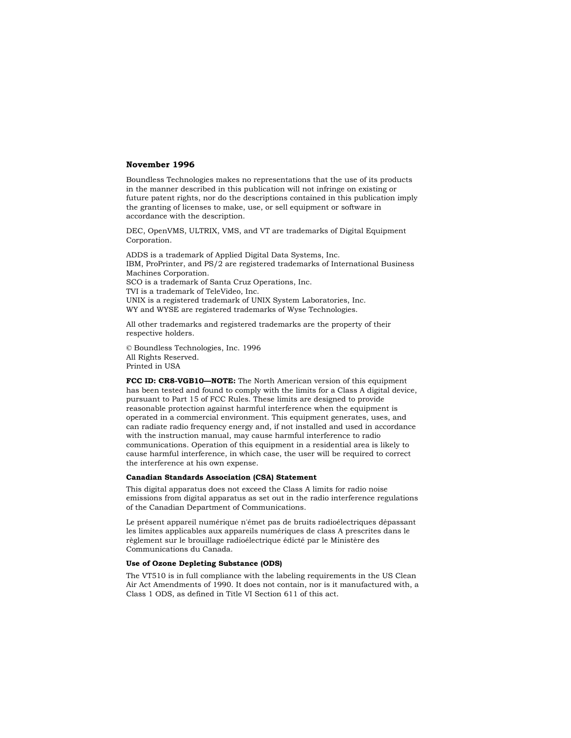**November 1996**

Boundless Technologies makes no representations that the use of its products in the manner described in this publication will not infringe on existing or future patent rights, nor do the descriptions contained in this publication imply the granting of licenses to make, use, or sell equipment or software in accordance with the description.

DEC, OpenVMS, ULTRIX, VMS, and VT are trademarks of Digital Equipment Corporation.

ADDS is a trademark of Applied Digital Data Systems, Inc.
IBM, ProPrinter, and PS/2 are registered trademarks of International Business Machines Corporation.
SCO is a trademark of Santa Cruz Operations, Inc.
TVI is a trademark of TeleVideo, Inc.
UNIX is a registered trademark of UNIX System Laboratories, Inc.
WY and WYSE are registered trademarks of Wyse Technologies.

All other trademarks and registered trademarks are the property of their respective holders.

© Boundless Technologies, Inc. 1996
All Rights Reserved.
Printed in USA

**FCC ID: CR8-VGB10—NOTE:** The North American version of this equipment has been tested and found to comply with the limits for a Class A digital device, pursuant to Part 15 of FCC Rules. These limits are designed to provide reasonable protection against harmful interference when the equipment is operated in a commercial environment. This equipment generates, uses, and can radiate radio frequency energy and, if not installed and used in accordance with the instruction manual, may cause harmful interference to radio communications. Operation of this equipment in a residential area is likely to cause harmful interference, in which case, the user will be required to correct the interference at his own expense.

**Canadian Standards Association (CSA) Statement**

This digital apparatus does not exceed the Class A limits for radio noise emissions from digital apparatus as set out in the radio interference regulations of the Canadian Department of Communications.

Le présent appareil numérique n'émet pas de bruits radioélectriques dépassant les limites applicables aux appareils numériques de class A prescrites dans le règlement sur le brouillage radioélectrique édicté par le Ministère des Communications du Canada.

**Use of Ozone Depleting Substance (ODS)**

The VT510 is in full compliance with the labeling requirements in the US Clean Air Act Amendments of 1990. It does not contain, nor is it manufactured with, a Class 1 ODS, as defined in Title VI Section 611 of this act.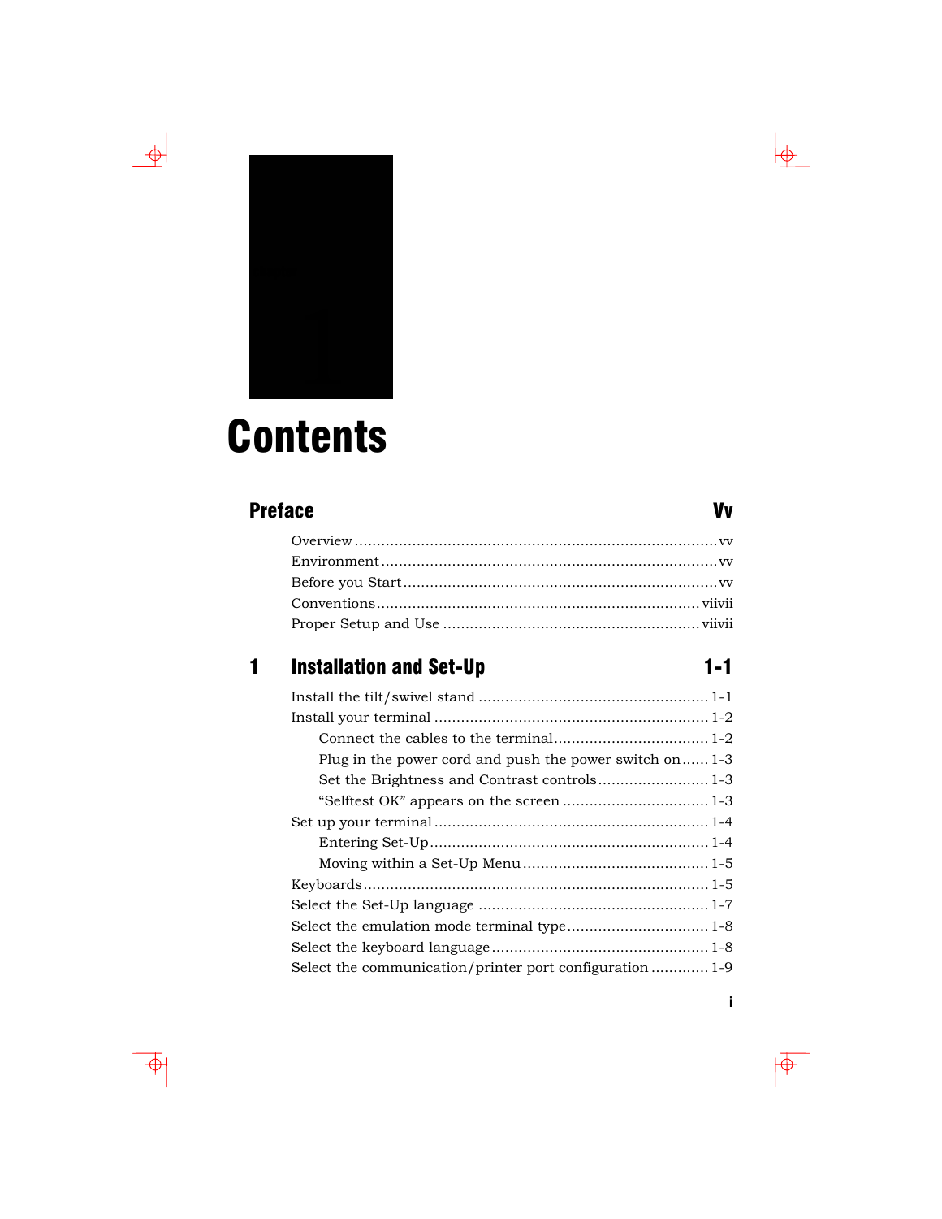# Contents

## Preface Vv

- Overview ..... vv
- Environment ..... vv
- Before you Start ..... vv
- Conventions ..... viivii
- Proper Setup and Use ..... viivii

## 1 Installation and Set-Up 1-1

- Install the tilt/swivel stand ..... 1-1
- Install your terminal ..... 1-2
  - Connect the cables to the terminal ..... 1-2
  - Plug in the power cord and push the power switch on ..... 1-3
  - Set the Brightness and Contrast controls ..... 1-3
  - “Selftest OK” appears on the screen ..... 1-3
- Set up your terminal ..... 1-4
  - Entering Set-Up ..... 1-4
  - Moving within a Set-Up Menu ..... 1-5
- Keyboards ..... 1-5
- Select the Set-Up language ..... 1-7
- Select the emulation mode terminal type ..... 1-8
- Select the keyboard language ..... 1-8
- Select the communication/printer port configuration ..... 1-9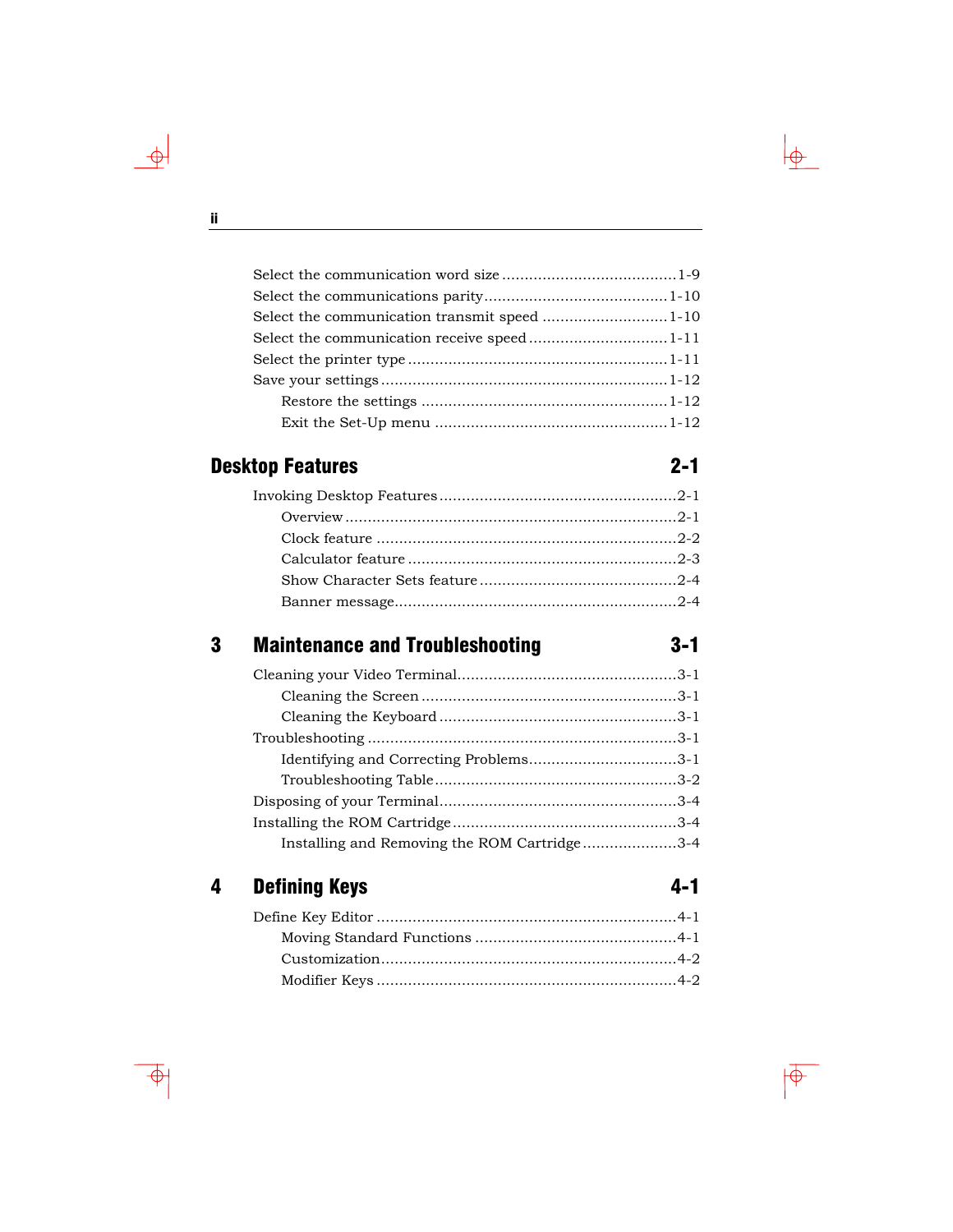Select the communication word size .......................................1-9
Select the communications parity.........................................1-10
Select the communication transmit speed ............................1-10
Select the communication receive speed ...............................1-11
Select the printer type ..........................................................1-11
Save your settings ................................................................1-12
    Restore the settings .......................................................1-12
    Exit the Set-Up menu ....................................................1-12

## Desktop Features 2-1

Invoking Desktop Features .....................................................2-1
    Overview ..........................................................................2-1
    Clock feature ...................................................................2-2
    Calculator feature ............................................................2-3
    Show Character Sets feature ............................................2-4
    Banner message...............................................................2-4

## 3 Maintenance and Troubleshooting 3-1

Cleaning your Video Terminal.................................................3-1
    Cleaning the Screen .........................................................3-1
    Cleaning the Keyboard .....................................................3-1
Troubleshooting .....................................................................3-1
    Identifying and Correcting Problems.................................3-1
    Troubleshooting Table......................................................3-2
Disposing of your Terminal.....................................................3-4
Installing the ROM Cartridge..................................................3-4
    Installing and Removing the ROM Cartridge.....................3-4

## 4 Defining Keys 4-1

Define Key Editor ...................................................................4-1
    Moving Standard Functions .............................................4-1
    Customization..................................................................4-2
    Modifier Keys ..................................................................4-2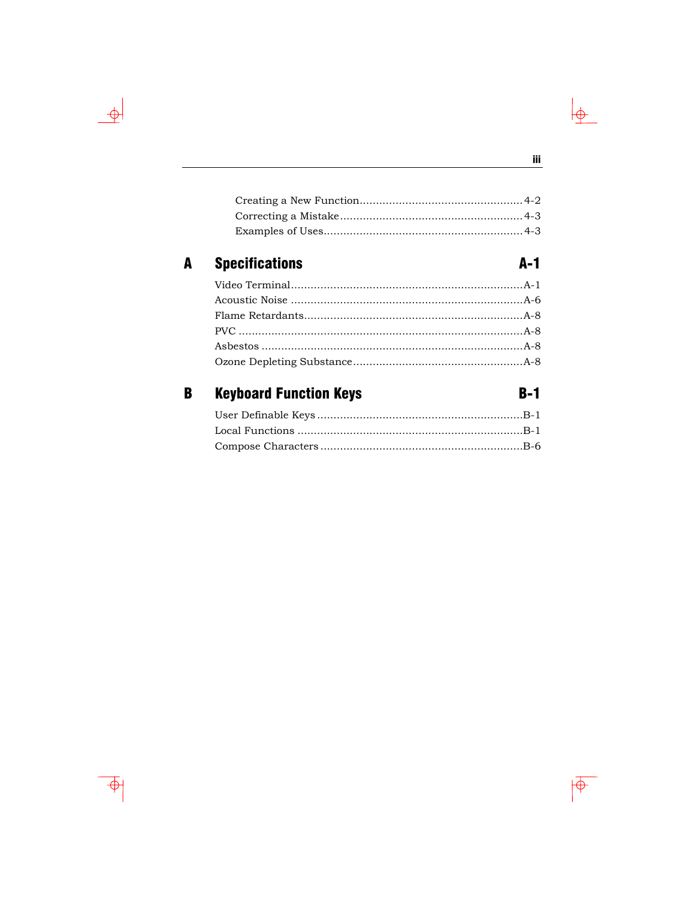Creating a New Function .......... 4-2
Correcting a Mistake .......... 4-3
Examples of Uses .......... 4-3

## A Specifications A-1

Video Terminal .......... A-1
Acoustic Noise .......... A-6
Flame Retardants .......... A-8
PVC .......... A-8
Asbestos .......... A-8
Ozone Depleting Substance .......... A-8

## B Keyboard Function Keys B-1

User Definable Keys .......... B-1
Local Functions .......... B-1
Compose Characters .......... B-6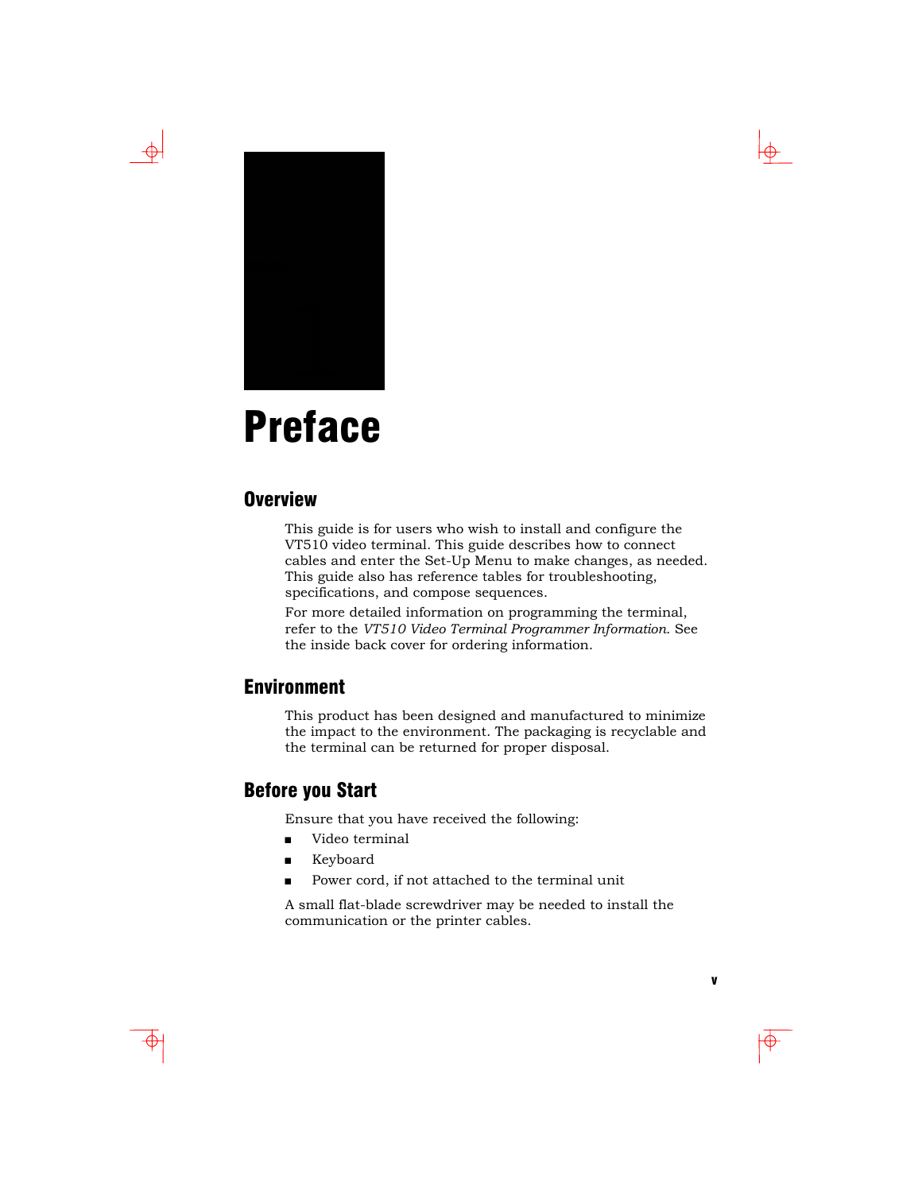# Preface

## Overview

This guide is for users who wish to install and configure the VT510 video terminal. This guide describes how to connect cables and enter the Set-Up Menu to make changes, as needed. This guide also has reference tables for troubleshooting, specifications, and compose sequences.

For more detailed information on programming the terminal, refer to the *VT510 Video Terminal Programmer Information*. See the inside back cover for ordering information.

## Environment

This product has been designed and manufactured to minimize the impact to the environment. The packaging is recyclable and the terminal can be returned for proper disposal.

## Before you Start

Ensure that you have received the following:

- Video terminal
- Keyboard
- Power cord, if not attached to the terminal unit

A small flat-blade screwdriver may be needed to install the communication or the printer cables.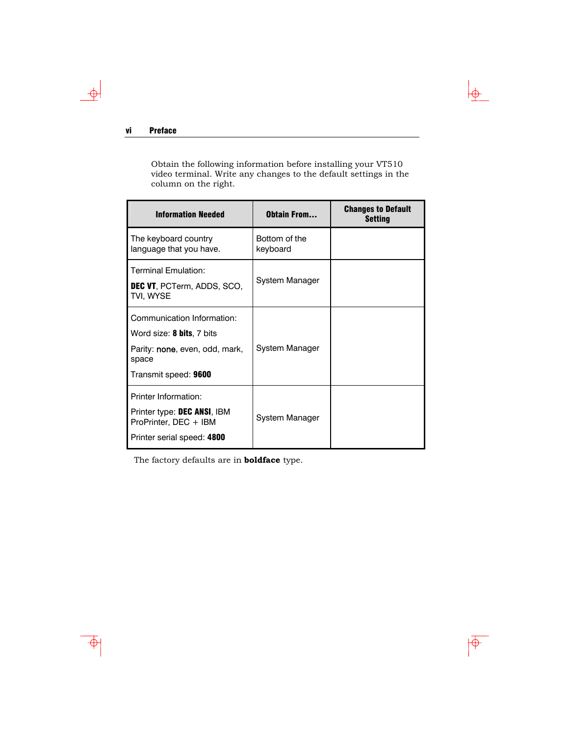Obtain the following information before installing your VT510 video terminal. Write any changes to the default settings in the column on the right.

| Information Needed | Obtain From... | Changes to Default Setting |
|---|---|---|
| The keyboard country language that you have. | Bottom of the keyboard | |
| Terminal Emulation:<br>**DEC VT**, PCTerm, ADDS, SCO, TVI, WYSE | System Manager | |
| Communication Information:<br>Word size: **8 bits**, 7 bits<br>Parity: **none**, even, odd, mark, space<br>Transmit speed: **9600** | System Manager | |
| Printer Information:<br>Printer type: **DEC ANSI**, IBM ProPrinter, DEC + IBM<br>Printer serial speed: **4800** | System Manager | |

The factory defaults are in **boldface** type.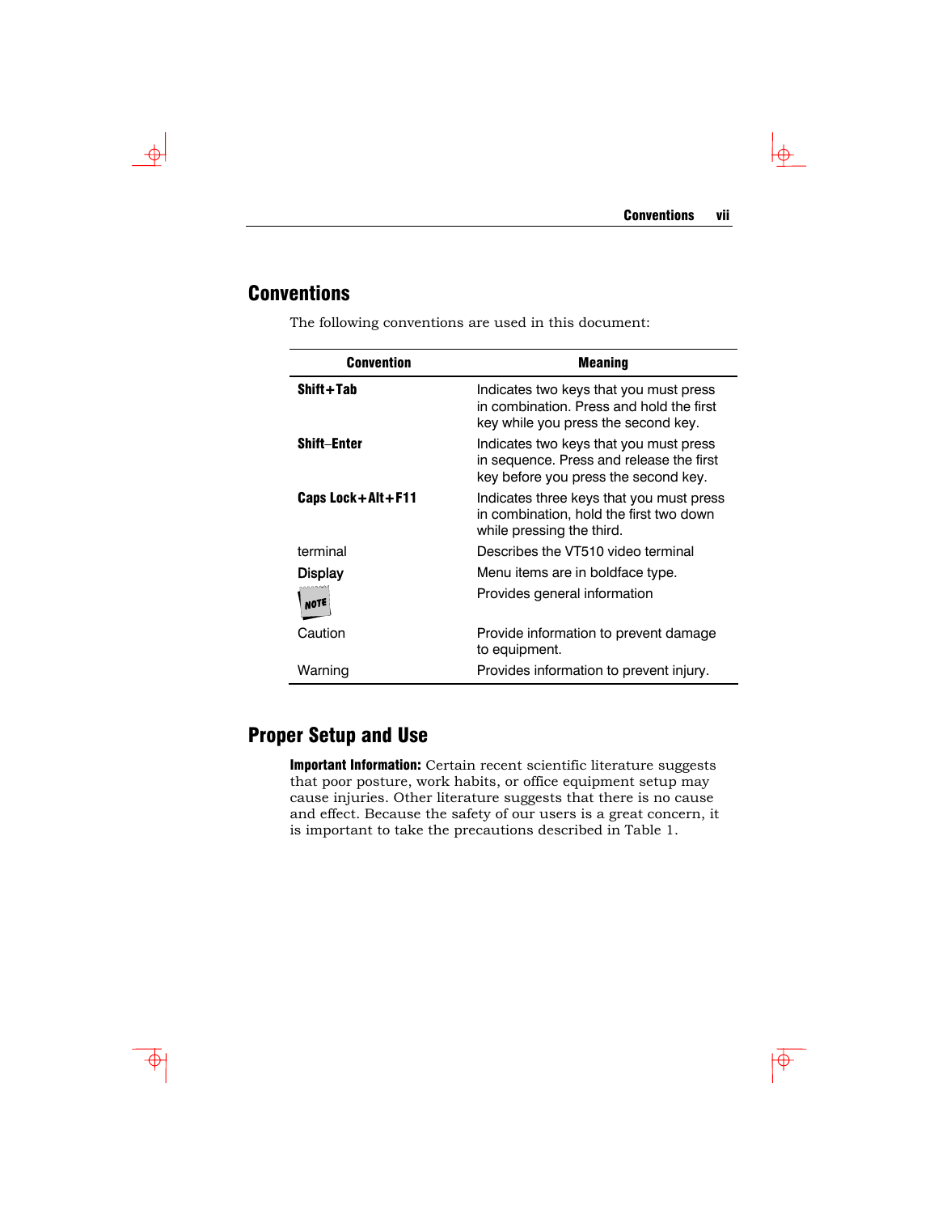## Conventions

The following conventions are used in this document:

| Convention | Meaning |
|---|---|
| **Shift+Tab** | Indicates two keys that you must press in combination. Press and hold the first key while you press the second key. |
| **Shift–Enter** | Indicates two keys that you must press in sequence. Press and release the first key before you press the second key. |
| **Caps Lock+Alt+F11** | Indicates three keys that you must press in combination, hold the first two down while pressing the third. |
| terminal | Describes the VT510 video terminal |
| **Display** | Menu items are in boldface type. |
| NOTE | Provides general information |
| Caution | Provide information to prevent damage to equipment. |
| Warning | Provides information to prevent injury. |

## Proper Setup and Use

**Important Information:** Certain recent scientific literature suggests that poor posture, work habits, or office equipment setup may cause injuries. Other literature suggests that there is no cause and effect. Because the safety of our users is a great concern, it is important to take the precautions described in Table 1.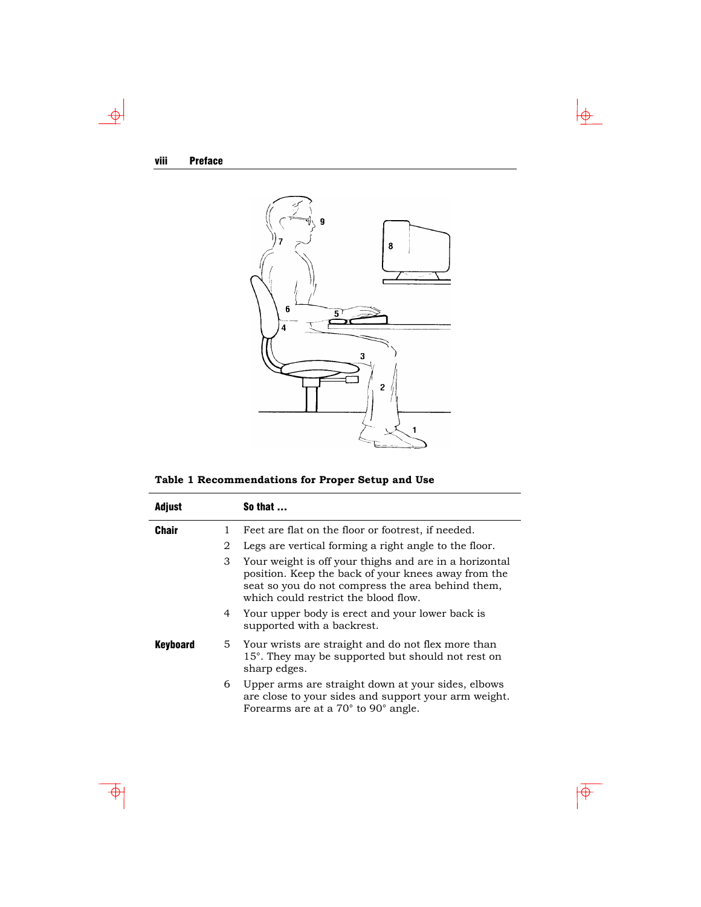**Table 1 Recommendations for Proper Setup and Use**

| Adjust | | So that ... |
|---|---|---|
| **Chair** | 1 | Feet are flat on the floor or footrest, if needed. |
| | 2 | Legs are vertical forming a right angle to the floor. |
| | 3 | Your weight is off your thighs and are in a horizontal position. Keep the back of your knees away from the seat so you do not compress the area behind them, which could restrict the blood flow. |
| | 4 | Your upper body is erect and your lower back is supported with a backrest. |
| **Keyboard** | 5 | Your wrists are straight and do not flex more than 15°. They may be supported but should not rest on sharp edges. |
| | 6 | Upper arms are straight down at your sides, elbows are close to your sides and support your arm weight. Forearms are at a 70° to 90° angle. |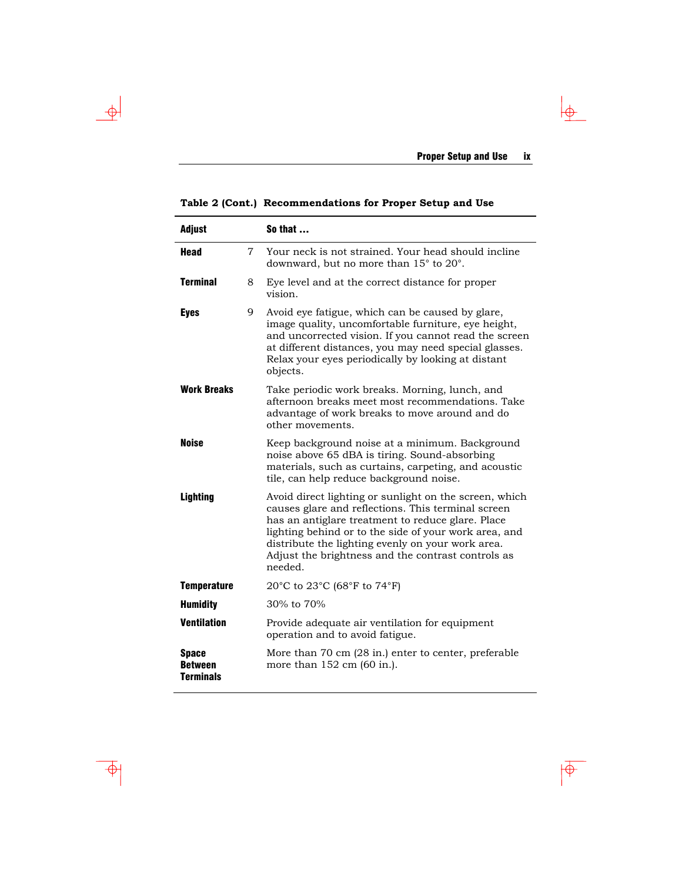**Table 2 (Cont.) Recommendations for Proper Setup and Use**

| Adjust | | So that ... |
|---|---|---|
| **Head** | 7 | Your neck is not strained. Your head should incline downward, but no more than 15° to 20°. |
| **Terminal** | 8 | Eye level and at the correct distance for proper vision. |
| **Eyes** | 9 | Avoid eye fatigue, which can be caused by glare, image quality, uncomfortable furniture, eye height, and uncorrected vision. If you cannot read the screen at different distances, you may need special glasses. Relax your eyes periodically by looking at distant objects. |
| **Work Breaks** | | Take periodic work breaks. Morning, lunch, and afternoon breaks meet most recommendations. Take advantage of work breaks to move around and do other movements. |
| **Noise** | | Keep background noise at a minimum. Background noise above 65 dBA is tiring. Sound-absorbing materials, such as curtains, carpeting, and acoustic tile, can help reduce background noise. |
| **Lighting** | | Avoid direct lighting or sunlight on the screen, which causes glare and reflections. This terminal screen has an antiglare treatment to reduce glare. Place lighting behind or to the side of your work area, and distribute the lighting evenly on your work area. Adjust the brightness and the contrast controls as needed. |
| **Temperature** | | 20°C to 23°C (68°F to 74°F) |
| **Humidity** | | 30% to 70% |
| **Ventilation** | | Provide adequate air ventilation for equipment operation and to avoid fatigue. |
| **Space Between Terminals** | | More than 70 cm (28 in.) enter to center, preferable more than 152 cm (60 in.). |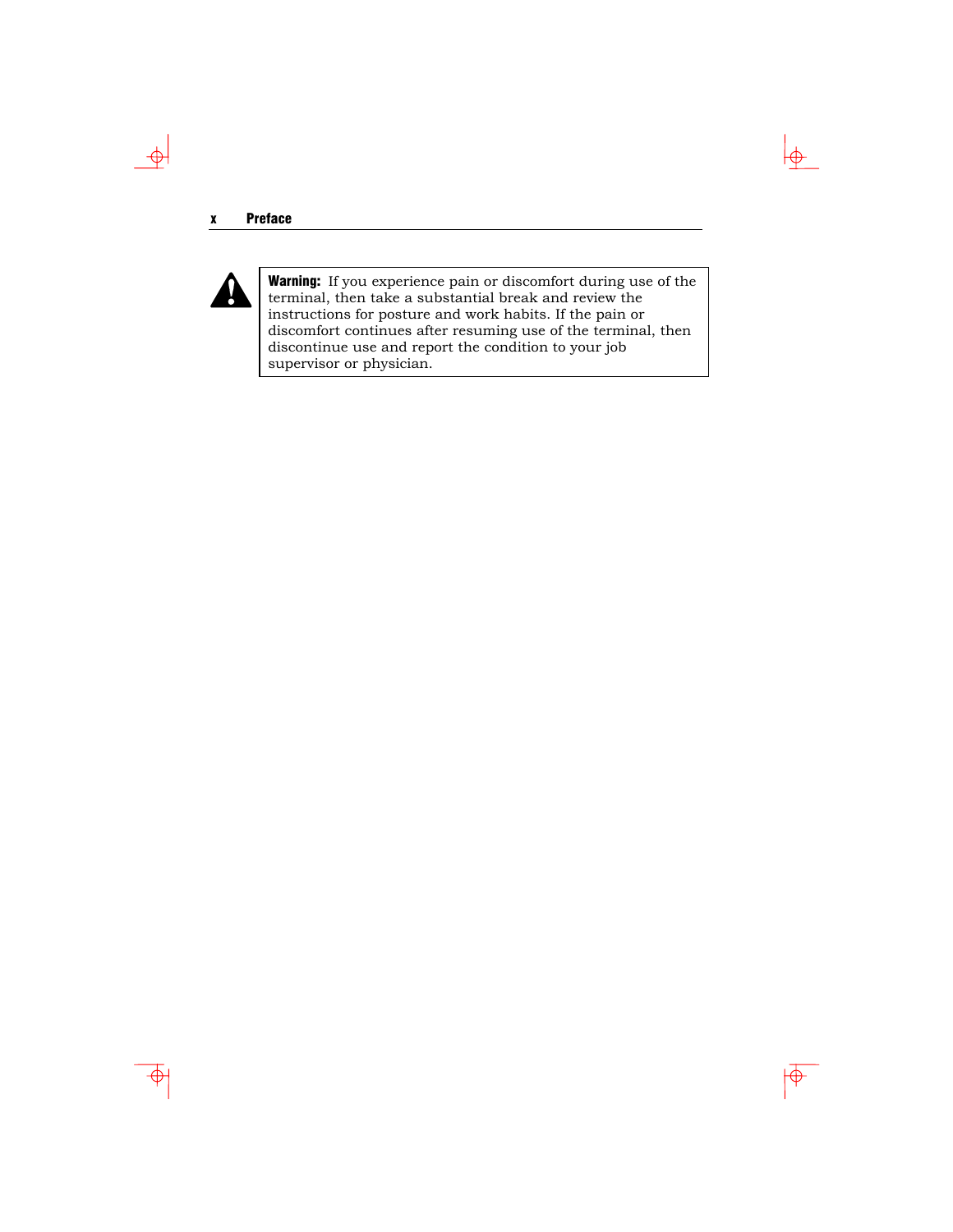**Warning:** If you experience pain or discomfort during use of the terminal, then take a substantial break and review the instructions for posture and work habits. If the pain or discomfort continues after resuming use of the terminal, then discontinue use and report the condition to your job supervisor or physician.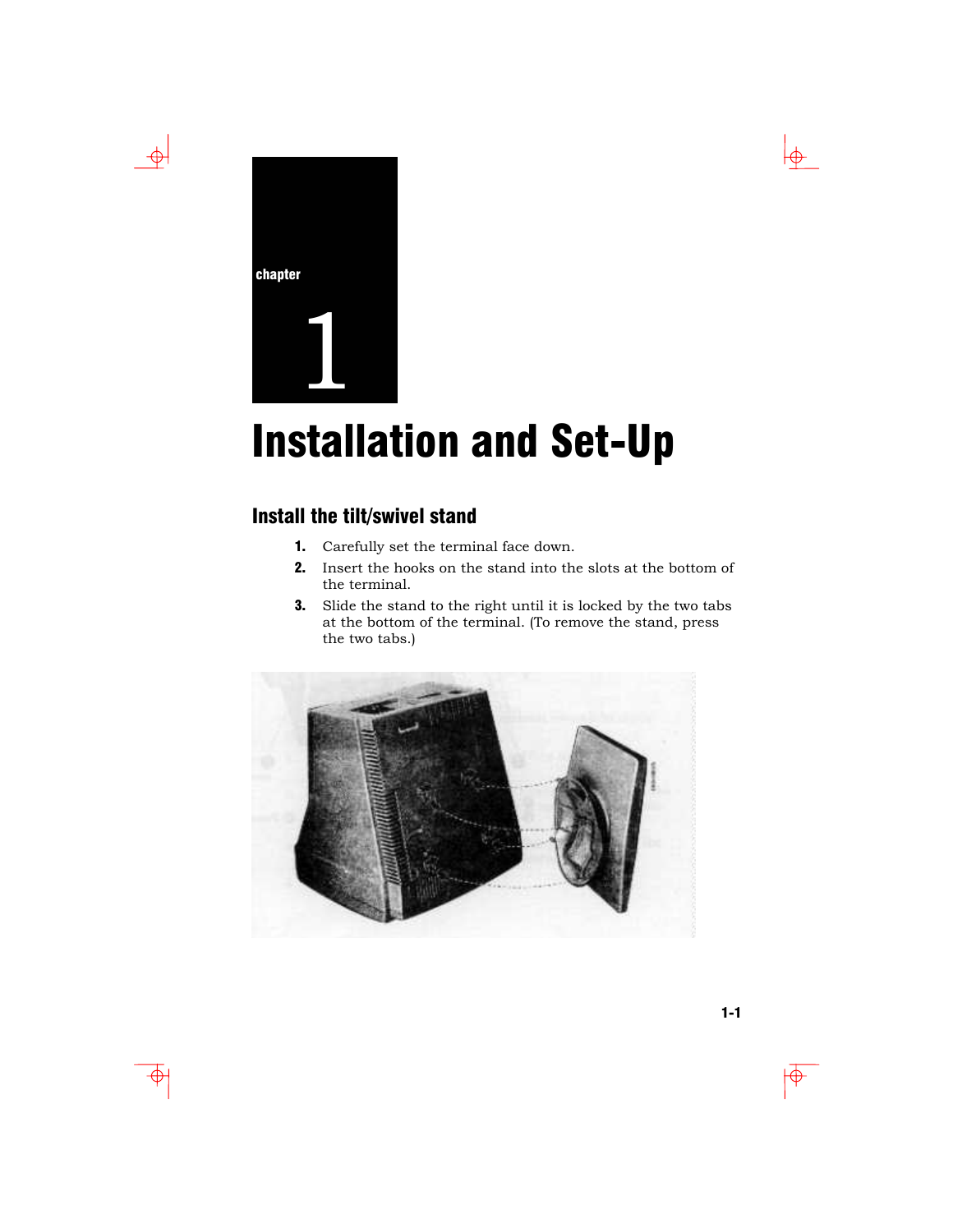chapter

1

# Installation and Set-Up

## Install the tilt/swivel stand

1. Carefully set the terminal face down.
2. Insert the hooks on the stand into the slots at the bottom of the terminal.
3. Slide the stand to the right until it is locked by the two tabs at the bottom of the terminal. (To remove the stand, press the two tabs.)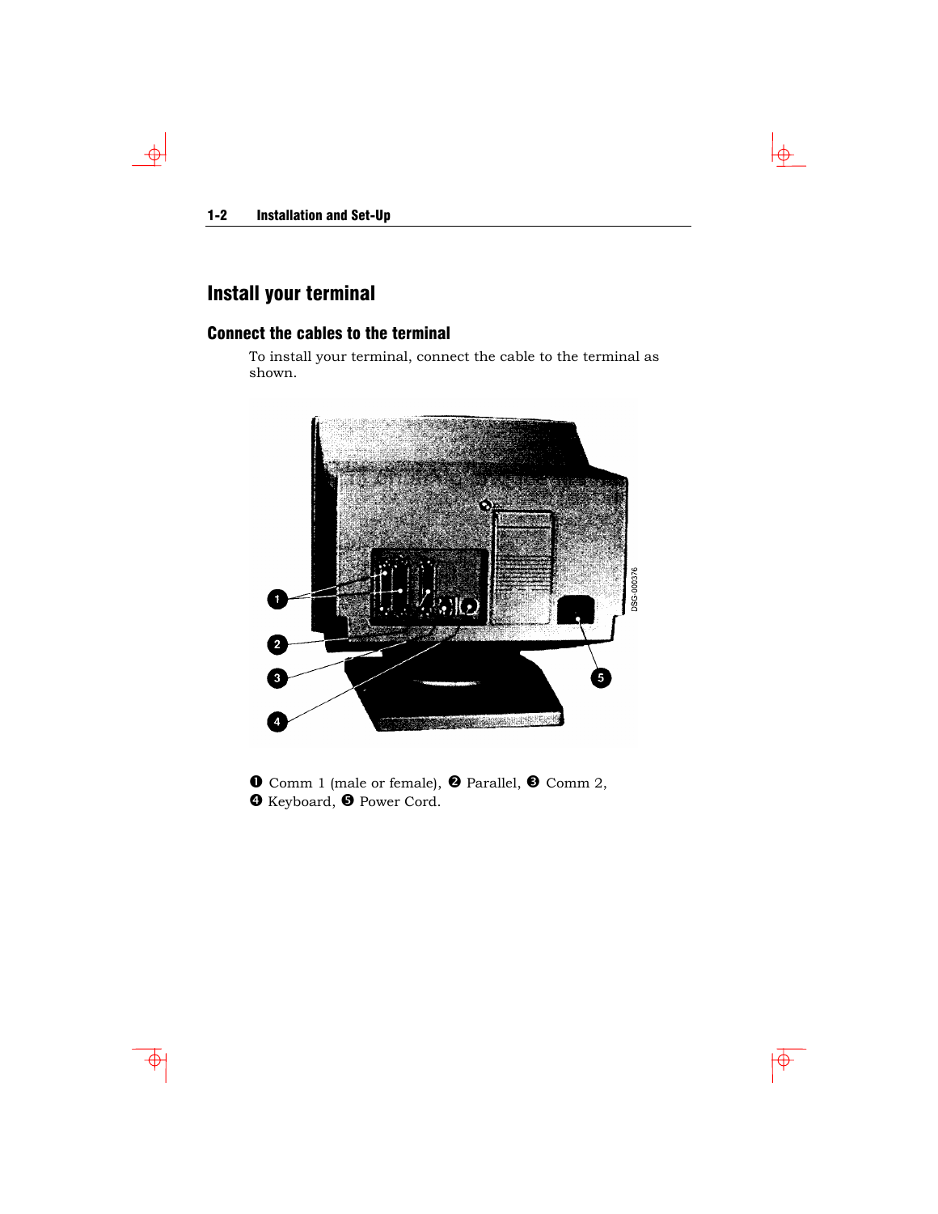# Install your terminal

## Connect the cables to the terminal

To install your terminal, connect the cable to the terminal as shown.

❶ Comm 1 (male or female), ❷ Parallel, ❸ Comm 2, ❹ Keyboard, ❺ Power Cord.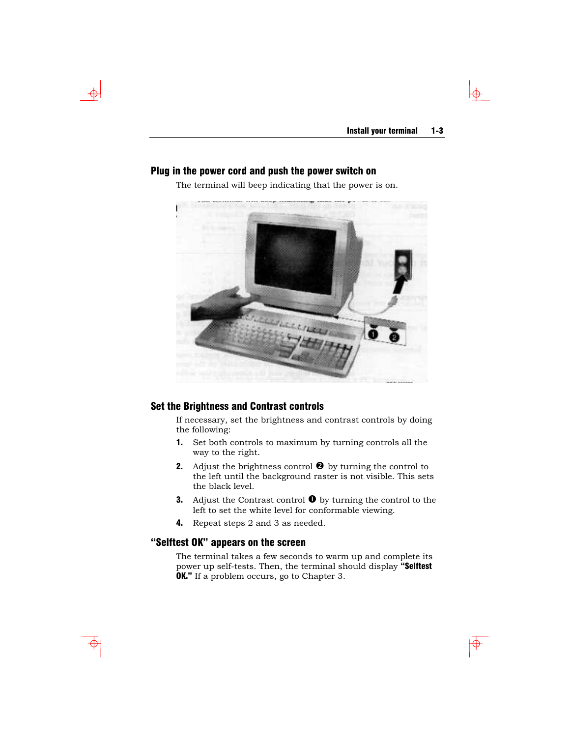## Plug in the power cord and push the power switch on

The terminal will beep indicating that the power is on.

## Set the Brightness and Contrast controls

If necessary, set the brightness and contrast controls by doing the following:

1. Set both controls to maximum by turning controls all the way to the right.
2. Adjust the brightness control ❷ by turning the control to the left until the background raster is not visible. This sets the black level.
3. Adjust the Contrast control ❶ by turning the control to the left to set the white level for conformable viewing.
4. Repeat steps 2 and 3 as needed.

## “Selftest OK” appears on the screen

The terminal takes a few seconds to warm up and complete its power up self-tests. Then, the terminal should display **“Selftest OK.”** If a problem occurs, go to Chapter 3.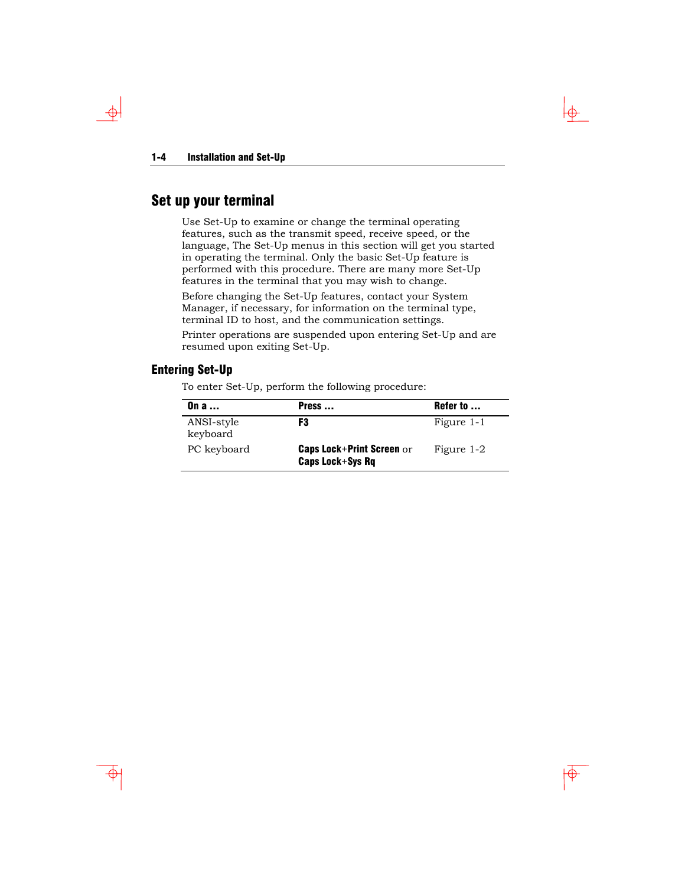## Set up your terminal

Use Set-Up to examine or change the terminal operating features, such as the transmit speed, receive speed, or the language, The Set-Up menus in this section will get you started in operating the terminal. Only the basic Set-Up feature is performed with this procedure. There are many more Set-Up features in the terminal that you may wish to change.

Before changing the Set-Up features, contact your System Manager, if necessary, for information on the terminal type, terminal ID to host, and the communication settings.

Printer operations are suspended upon entering Set-Up and are resumed upon exiting Set-Up.

### Entering Set-Up

To enter Set-Up, perform the following procedure:

| On a ... | Press ... | Refer to ... |
|---|---|---|
| ANSI-style keyboard | **F3** | Figure 1-1 |
| PC keyboard | **Caps Lock**+**Print Screen** or **Caps Lock**+**Sys Rq** | Figure 1-2 |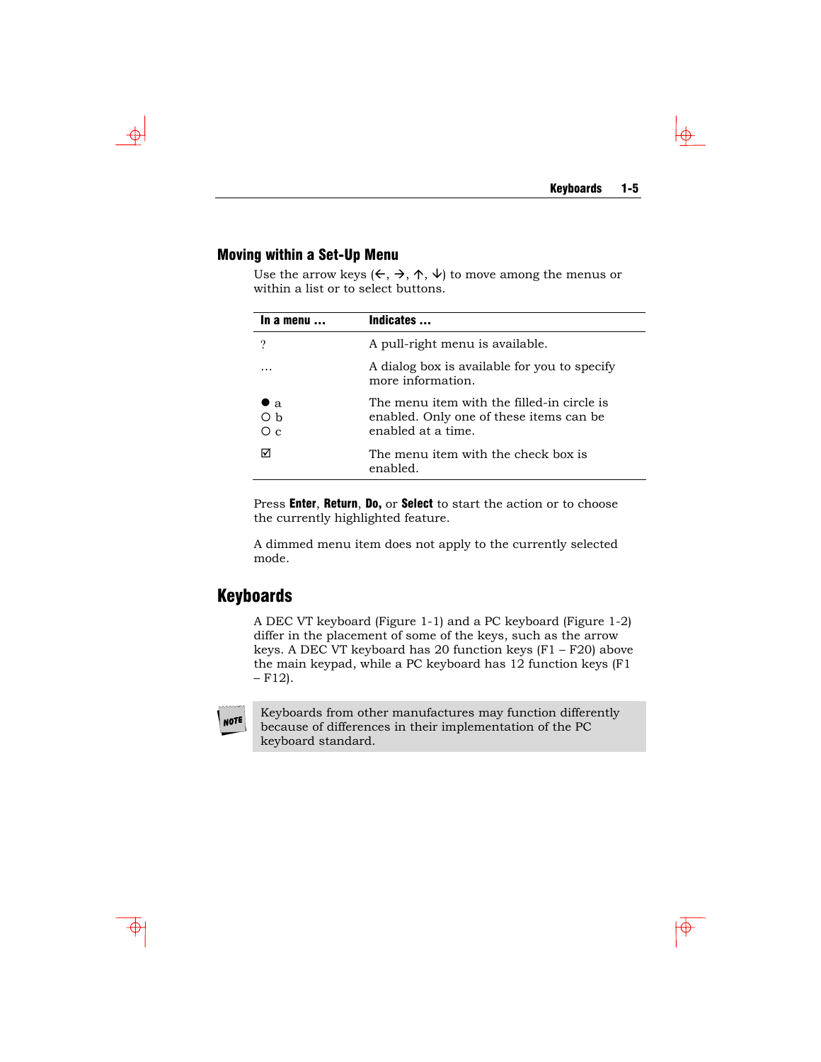## Moving within a Set-Up Menu

Use the arrow keys (←, →, ↑, ↓) to move among the menus or within a list or to select buttons.

| In a menu ... | Indicates ... |
| --- | --- |
| ? | A pull-right menu is available. |
| … | A dialog box is available for you to specify more information. |
| ● a<br>○ b<br>○ c | The menu item with the filled-in circle is enabled. Only one of these items can be enabled at a time. |
| ☑ | The menu item with the check box is enabled. |

Press **Enter**, **Return**, **Do,** or **Select** to start the action or to choose the currently highlighted feature.

A dimmed menu item does not apply to the currently selected mode.

# Keyboards

A DEC VT keyboard (Figure 1-1) and a PC keyboard (Figure 1-2) differ in the placement of some of the keys, such as the arrow keys. A DEC VT keyboard has 20 function keys (F1 – F20) above the main keypad, while a PC keyboard has 12 function keys (F1 – F12).

> **NOTE** Keyboards from other manufactures may function differently because of differences in their implementation of the PC keyboard standard.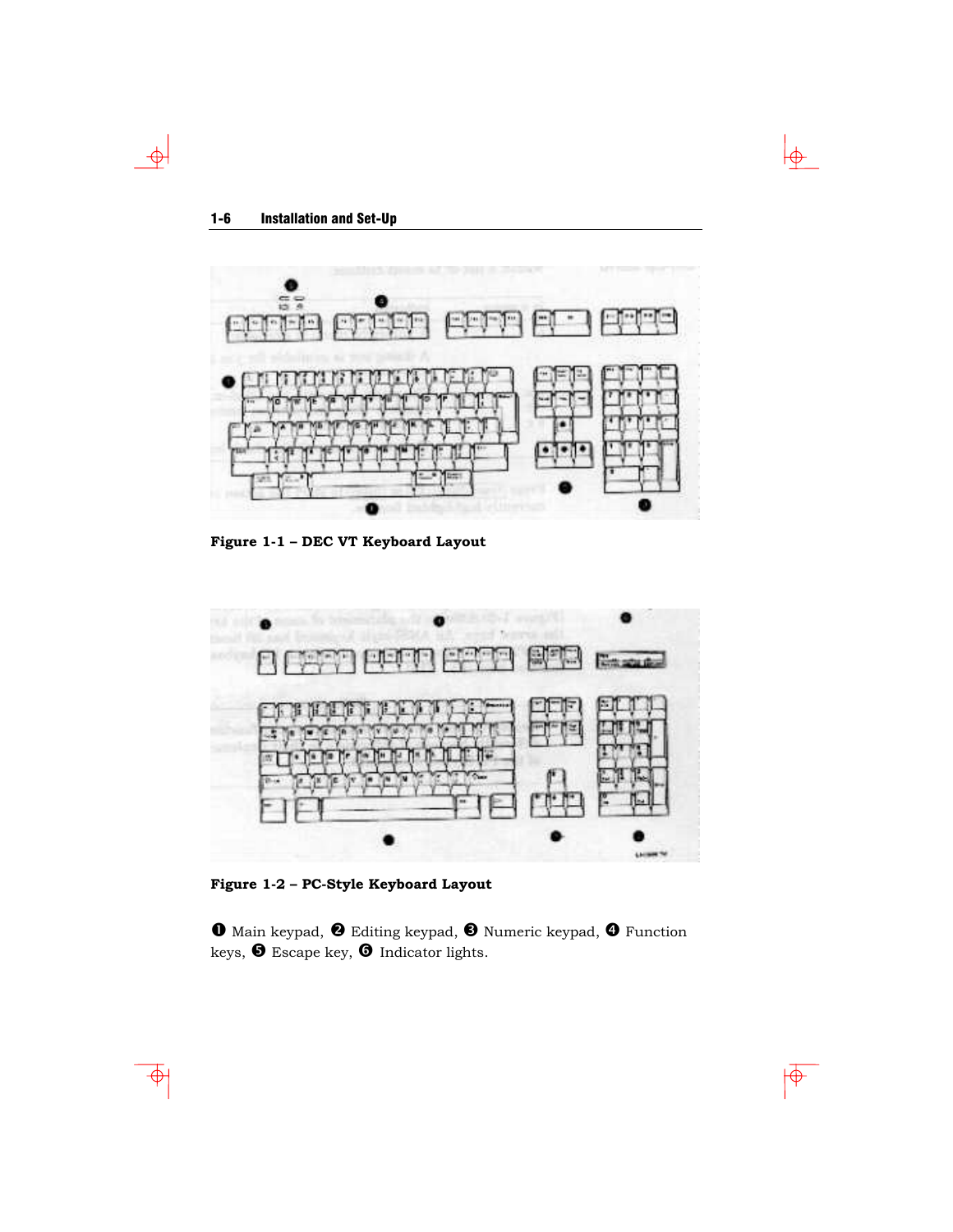**Figure 1-1 – DEC VT Keyboard Layout**

**Figure 1-2 – PC-Style Keyboard Layout**

❶ Main keypad, ❷ Editing keypad, ❸ Numeric keypad, ❹ Function keys, ❺ Escape key, ❻ Indicator lights.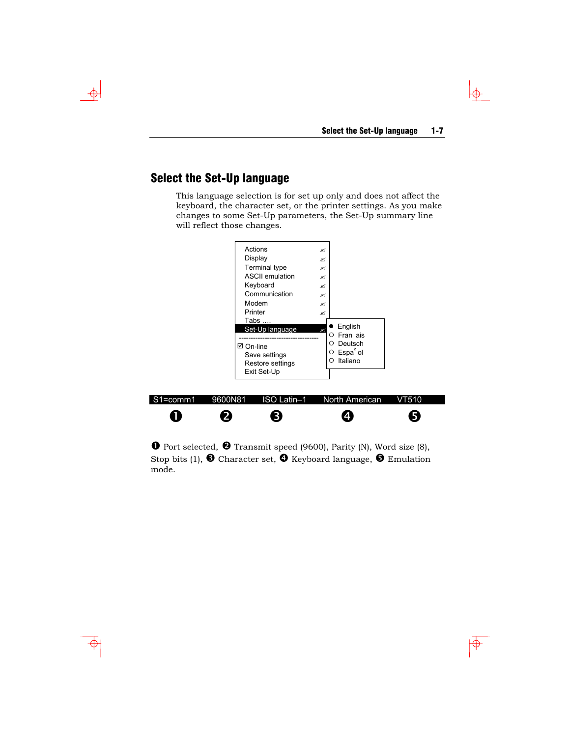## Select the Set-Up language

This language selection is for set up only and does not affect the keyboard, the character set, or the printer settings. As you make changes to some Set-Up parameters, the Set-Up summary line will reflect those changes.

```
Actions
Display
Terminal type
ASCII emulation
Keyboard
Communication
Modem
Printer
Tabs ....
Set-Up language        ● English
                       ○ Fran ais
                       ○ Deutsch
                       ○ Espa ol
                       ○ Italiano
----------------------------------
☑ On-line
Save settings
Restore settings
Exit Set-Up
```

| S1=comm1 | 9600N81 | ISO Latin–1 | North American | VT510 |
|---|---|---|---|---|
| ❶ | ❷ | ❸ | ❹ | ❺ |

❶ Port selected, ❷ Transmit speed (9600), Parity (N), Word size (8), Stop bits (1), ❸ Character set, ❹ Keyboard language, ❺ Emulation mode.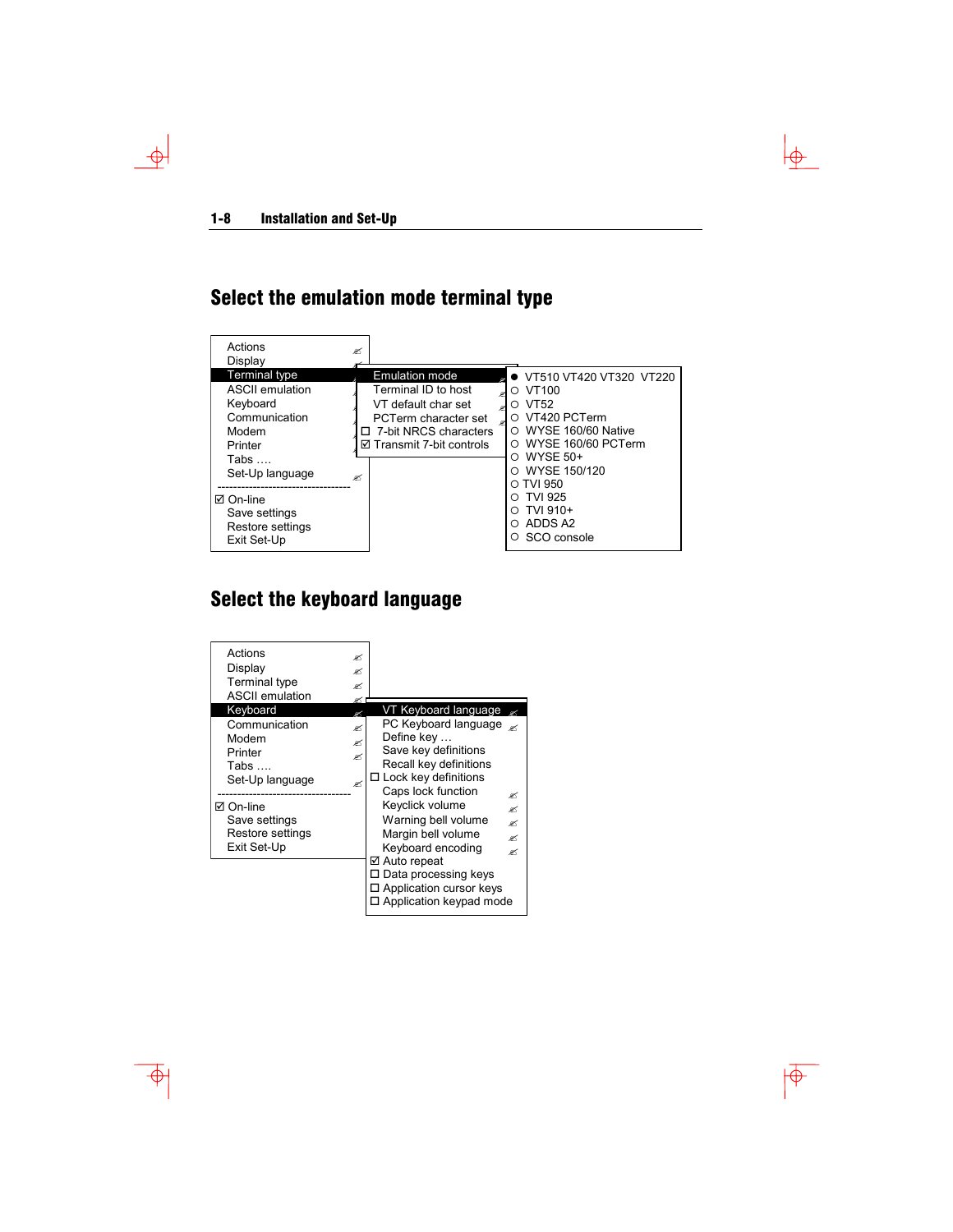# Select the emulation mode terminal type

- Actions
- Display
- **Terminal type**
  - **Emulation mode**
    - ● VT510 VT420 VT320 VT220
    - ○ VT100
    - ○ VT52
    - ○ VT420 PCTerm
    - ○ WYSE 160/60 Native
    - ○ WYSE 160/60 PCTerm
    - ○ WYSE 50+
    - ○ WYSE 150/120
    - ○ TVI 950
    - ○ TVI 925
    - ○ TVI 910+
    - ○ ADDS A2
    - ○ SCO console
  - Terminal ID to host
  - VT default char set
  - PCTerm character set
  - ☐ 7-bit NRCS characters
  - ☑ Transmit 7-bit controls
- ASCII emulation
- Keyboard
- Communication
- Modem
- Printer
- Tabs ….
- Set-Up language

---

- ☑ On-line
- Save settings
- Restore settings
- Exit Set-Up

# Select the keyboard language

- Actions
- Display
- Terminal type
- ASCII emulation
- **Keyboard**
  - **VT Keyboard language**
  - PC Keyboard language
  - Define key …
  - Save key definitions
  - Recall key definitions
  - ☐ Lock key definitions
  - Caps lock function
  - Keyclick volume
  - Warning bell volume
  - Margin bell volume
  - Keyboard encoding
  - ☑ Auto repeat
  - ☐ Data processing keys
  - ☐ Application cursor keys
  - ☐ Application keypad mode
- Communication
- Modem
- Printer
- Tabs ….
- Set-Up language

---

- ☑ On-line
- Save settings
- Restore settings
- Exit Set-Up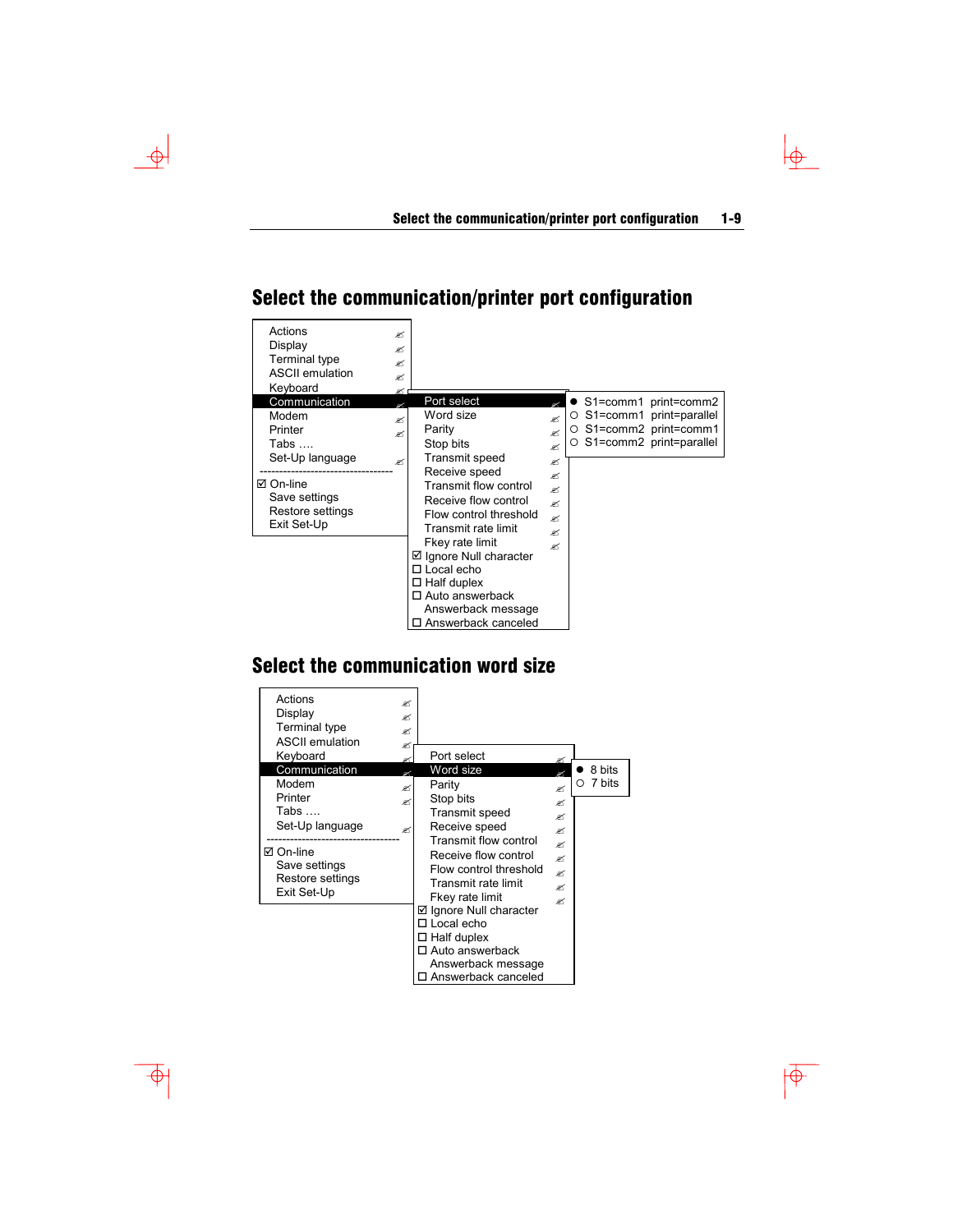# Select the communication/printer port configuration

```
Actions
Display
Terminal type
ASCII emulation
Keyboard
Communication          Port select              ● S1=comm1  print=comm2
Modem                  Word size                ○ S1=comm1  print=parallel
Printer                Parity                   ○ S1=comm2  print=comm1
Tabs ….                Stop bits                ○ S1=comm2  print=parallel
Set-Up language        Transmit speed
---------------------  Receive speed
☑ On-line              Transmit flow control
Save settings          Receive flow control
Restore settings       Flow control threshold
Exit Set-Up            Transmit rate limit
                       Fkey rate limit
                       ☑ Ignore Null character
                       ☐ Local echo
                       ☐ Half duplex
                       ☐ Auto answerback
                       Answerback message
                       ☐ Answerback canceled
```

# Select the communication word size

```
Actions
Display
Terminal type
ASCII emulation
Keyboard               Port select
Communication          Word size                ● 8 bits
Modem                  Parity                   ○ 7 bits
Printer                Stop bits
Tabs ….                Transmit speed
Set-Up language        Receive speed
---------------------  Transmit flow control
☑ On-line              Receive flow control
Save settings          Flow control threshold
Restore settings       Transmit rate limit
Exit Set-Up            Fkey rate limit
                       ☑ Ignore Null character
                       ☐ Local echo
                       ☐ Half duplex
                       ☐ Auto answerback
                       Answerback message
                       ☐ Answerback canceled
```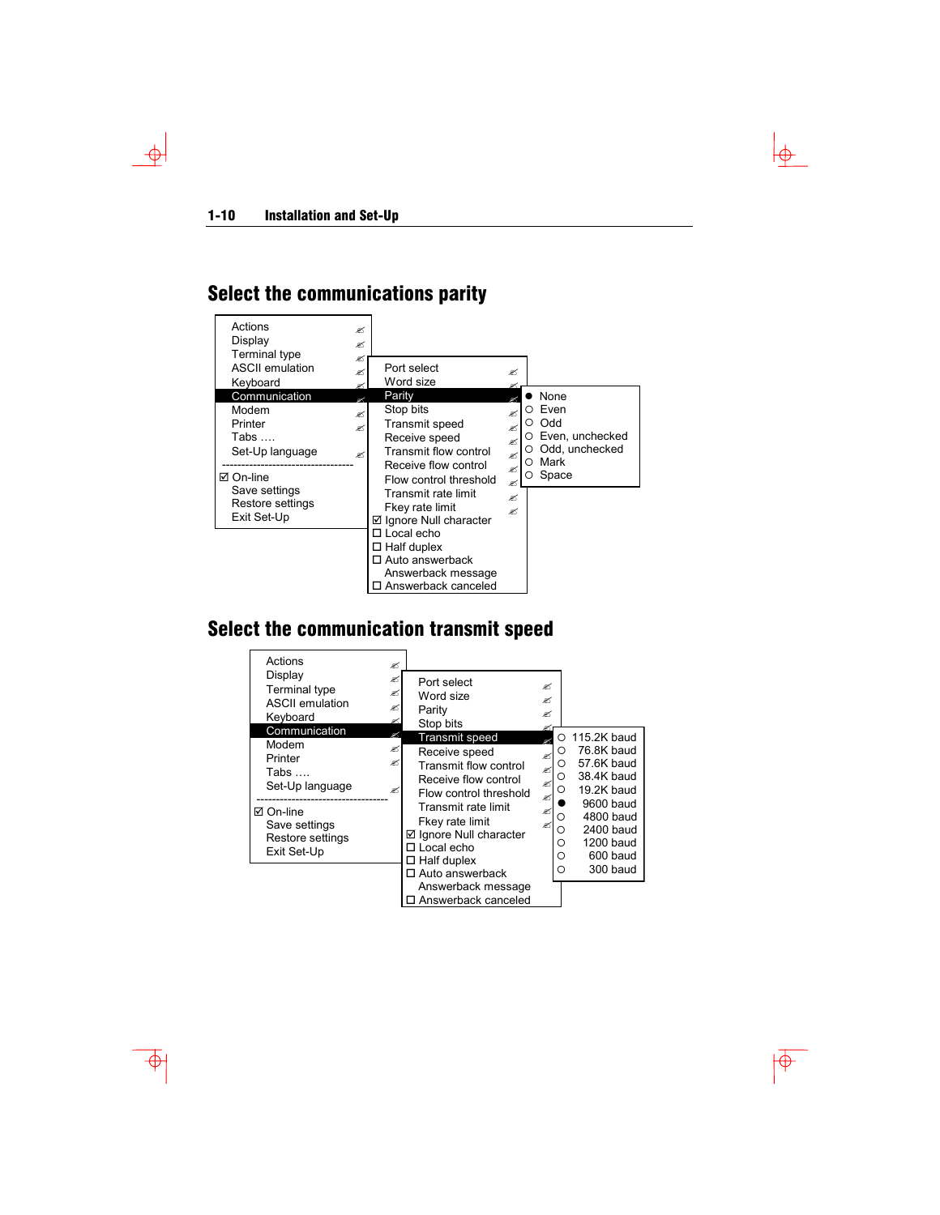## Select the communications parity

- Actions
- Display
- Terminal type
- ASCII emulation
- Keyboard
- **Communication**
  - Port select
  - Word size
  - **Parity**
    - ● None
    - ○ Even
    - ○ Odd
    - ○ Even, unchecked
    - ○ Odd, unchecked
    - ○ Mark
    - ○ Space
  - Stop bits
  - Transmit speed
  - Receive speed
  - Transmit flow control
  - Receive flow control
  - Flow control threshold
  - Transmit rate limit
  - Fkey rate limit
  - ☑ Ignore Null character
  - ☐ Local echo
  - ☐ Half duplex
  - ☐ Auto answerback
  - Answerback message
  - ☐ Answerback canceled
- Modem
- Printer
- Tabs ….
- Set-Up language
- ---
- ☑ On-line
- Save settings
- Restore settings
- Exit Set-Up

## Select the communication transmit speed

- Actions
- Display
- Terminal type
- ASCII emulation
- Keyboard
- **Communication**
  - Port select
  - Word size
  - Parity
  - Stop bits
  - **Transmit speed**
    - ○ 115.2K baud
    - ○ 76.8K baud
    - ○ 57.6K baud
    - ○ 38.4K baud
    - ○ 19.2K baud
    - ● 9600 baud
    - ○ 4800 baud
    - ○ 2400 baud
    - ○ 1200 baud
    - ○ 600 baud
    - ○ 300 baud
  - Receive speed
  - Transmit flow control
  - Receive flow control
  - Flow control threshold
  - Transmit rate limit
  - Fkey rate limit
  - ☑ Ignore Null character
  - ☐ Local echo
  - ☐ Half duplex
  - ☐ Auto answerback
  - Answerback message
  - ☐ Answerback canceled
- Modem
- Printer
- Tabs ….
- Set-Up language
- ---
- ☑ On-line
- Save settings
- Restore settings
- Exit Set-Up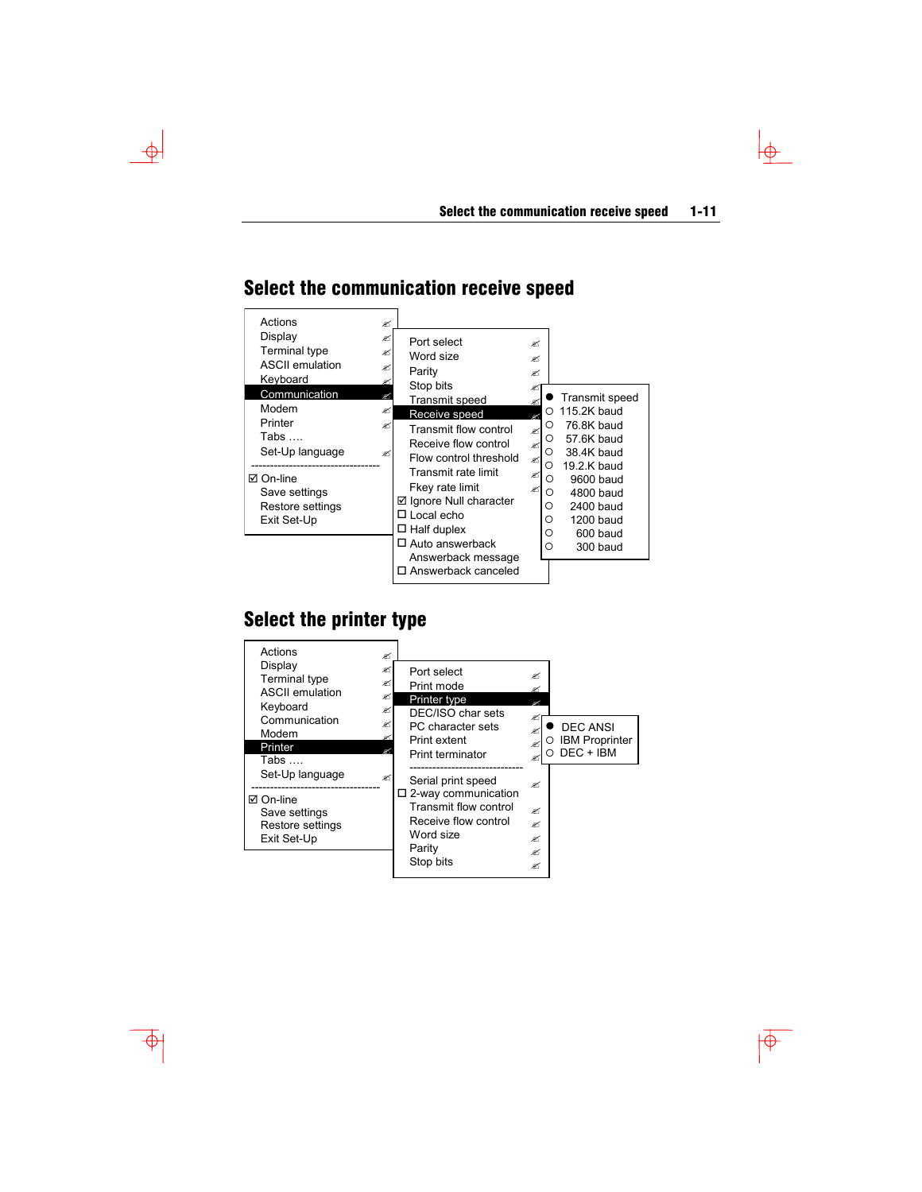## Select the communication receive speed

| Set-Up menu | Communication | Receive speed |
|---|---|---|
| Actions | Port select | ● Transmit speed |
| Display | Word size | ○ 115.2K baud |
| Terminal type | Parity | ○ 76.8K baud |
| ASCII emulation | Stop bits | ○ 57.6K baud |
| Keyboard | Transmit speed | ○ 38.4K baud |
| **Communication** | **Receive speed** | ○ 19.2.K baud |
| Modem | Transmit flow control | ○ 9600 baud |
| Printer | Receive flow control | ○ 4800 baud |
| Tabs …. | Flow control threshold | ○ 2400 baud |
| Set-Up language | Transmit rate limit | ○ 1200 baud |
| ---------------------------------- | Fkey rate limit | ○ 600 baud |
| ☑ On-line | ☑ Ignore Null character | ○ 300 baud |
| Save settings | ☐ Local echo | |
| Restore settings | ☐ Half duplex | |
| Exit Set-Up | ☐ Auto answerback | |
| | Answerback message | |
| | ☐ Answerback canceled | |

## Select the printer type

| Set-Up menu | Printer | Printer type |
|---|---|---|
| Actions | Port select | ● DEC ANSI |
| Display | Print mode | ○ IBM Proprinter |
| Terminal type | **Printer type** | ○ DEC + IBM |
| ASCII emulation | DEC/ISO char sets | |
| Keyboard | PC character sets | |
| Communication | Print extent | |
| Modem | Print terminator | |
| **Printer** | ------------------------------ | |
| Tabs …. | Serial print speed | |
| Set-Up language | ☐ 2-way communication | |
| ---------------------------------- | Transmit flow control | |
| ☑ On-line | Receive flow control | |
| Save settings | Word size | |
| Restore settings | Parity | |
| Exit Set-Up | Stop bits | |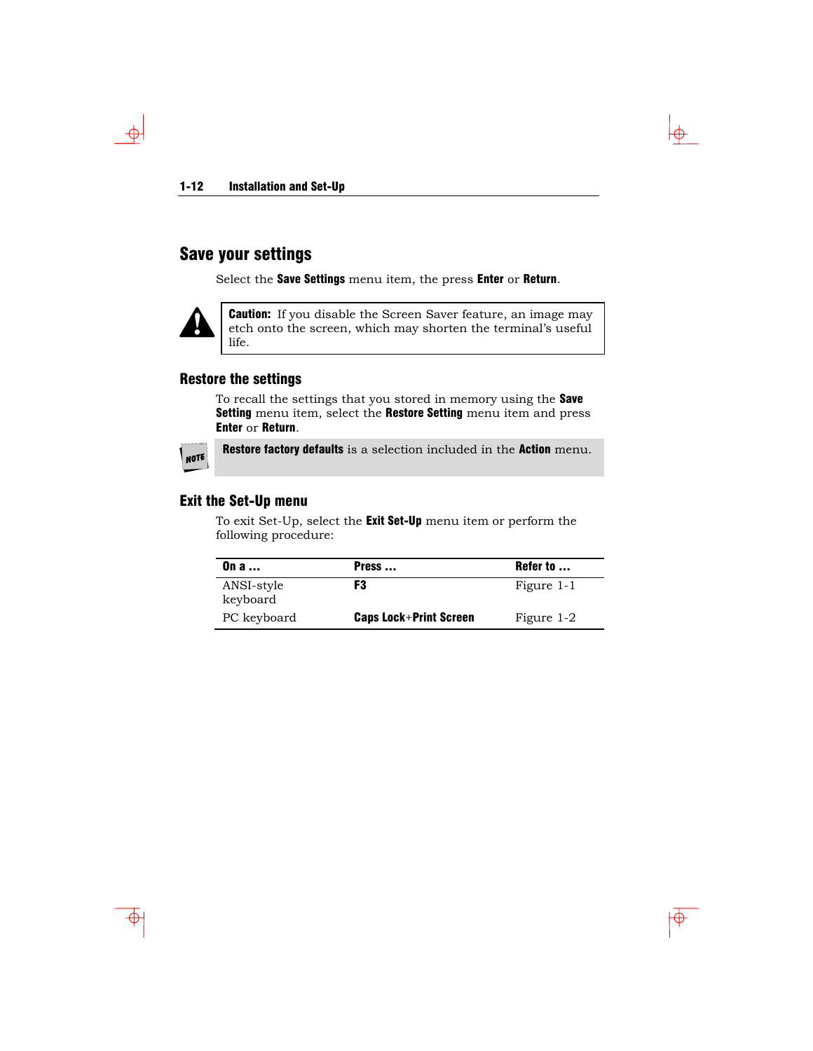## Save your settings

Select the **Save Settings** menu item, the press **Enter** or **Return**.

> **Caution:** If you disable the Screen Saver feature, an image may etch onto the screen, which may shorten the terminal's useful life.

### Restore the settings

To recall the settings that you stored in memory using the **Save Setting** menu item, select the **Restore Setting** menu item and press **Enter** or **Return**.

> NOTE: **Restore factory defaults** is a selection included in the **Action** menu.

### Exit the Set-Up menu

To exit Set-Up, select the **Exit Set-Up** menu item or perform the following procedure:

| On a ... | Press ... | Refer to ... |
|---|---|---|
| ANSI-style keyboard | **F3** | Figure 1-1 |
| PC keyboard | **Caps Lock**+**Print Screen** | Figure 1-2 |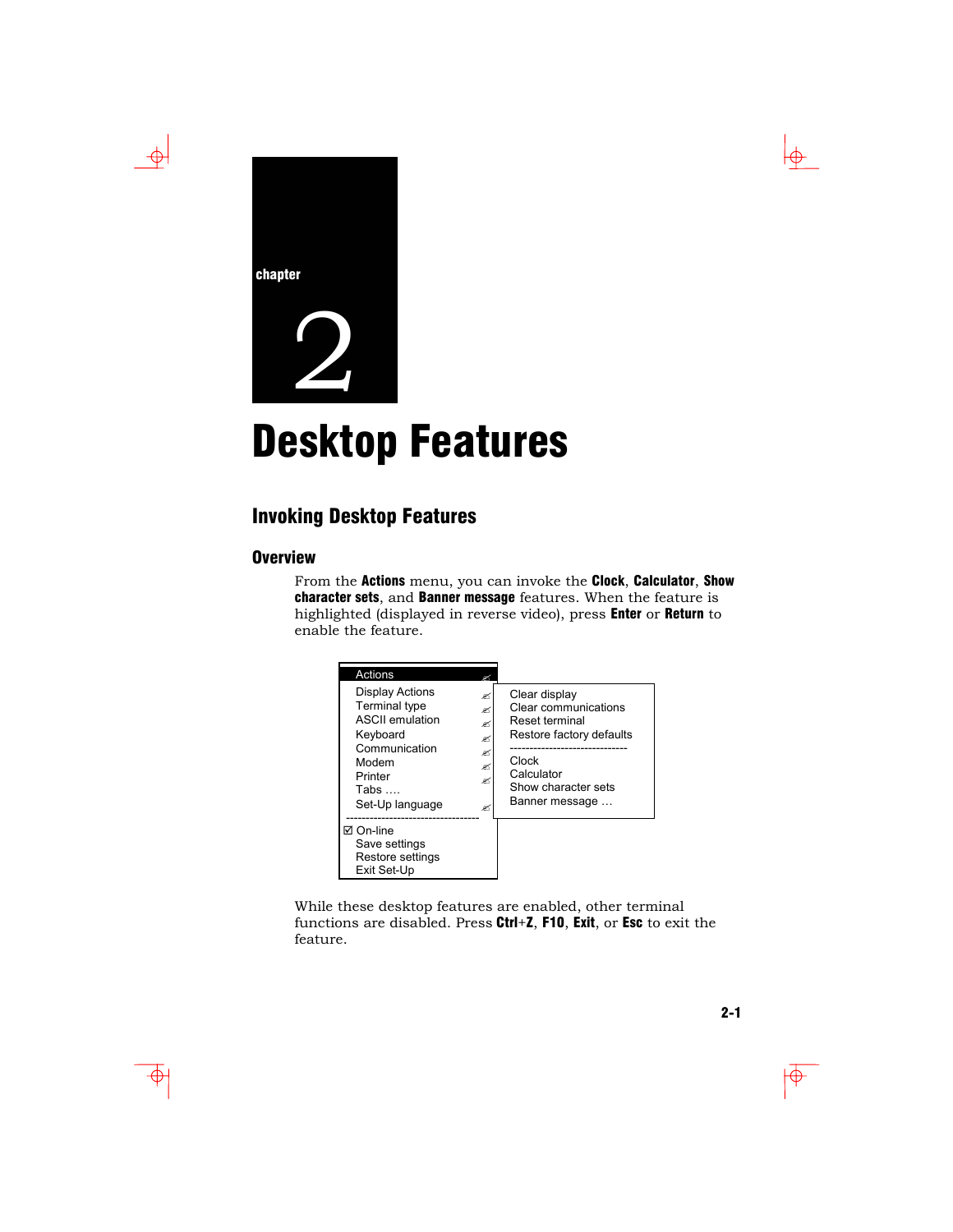chapter

# 2

# Desktop Features

## Invoking Desktop Features

### Overview

From the **Actions** menu, you can invoke the **Clock**, **Calculator**, **Show character sets**, and **Banner message** features. When the feature is highlighted (displayed in reverse video), press **Enter** or **Return** to enable the feature.

```
Actions                  
Display Actions              Clear display
Terminal type                Clear communications
ASCII emulation              Reset terminal
Keyboard                     Restore factory defaults
Communication                ------------------------------
Modem                        Clock
Printer                      Calculator
Tabs ….                      Show character sets
Set-Up language              Banner message …
----------------------------------
☑ On-line
Save settings
Restore settings
Exit Set-Up
```

While these desktop features are enabled, other terminal functions are disabled. Press **Ctrl**+**Z**, **F10**, **Exit**, or **Esc** to exit the feature.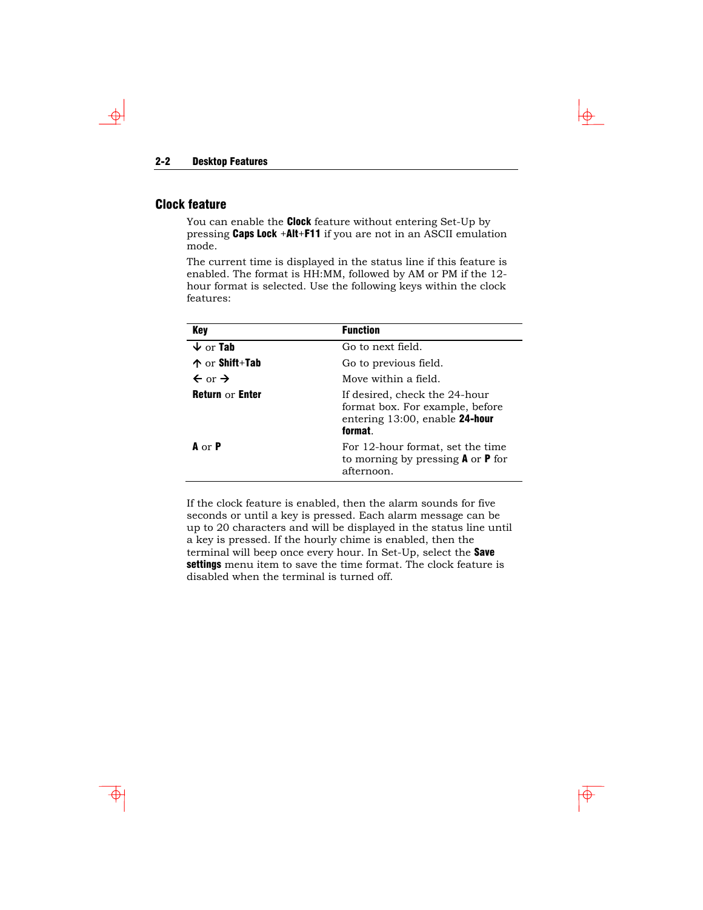## Clock feature

You can enable the **Clock** feature without entering Set-Up by pressing **Caps Lock** +**Alt**+**F11** if you are not in an ASCII emulation mode.

The current time is displayed in the status line if this feature is enabled. The format is HH:MM, followed by AM or PM if the 12-hour format is selected. Use the following keys within the clock features:

| Key | Function |
|---|---|
| ↓ or **Tab** | Go to next field. |
| ↑ or **Shift**+**Tab** | Go to previous field. |
| ← or → | Move within a field. |
| **Return** or **Enter** | If desired, check the 24-hour format box. For example, before entering 13:00, enable **24-hour format**. |
| **A** or **P** | For 12-hour format, set the time to morning by pressing **A** or **P** for afternoon. |

If the clock feature is enabled, then the alarm sounds for five seconds or until a key is pressed. Each alarm message can be up to 20 characters and will be displayed in the status line until a key is pressed. If the hourly chime is enabled, then the terminal will beep once every hour. In Set-Up, select the **Save settings** menu item to save the time format. The clock feature is disabled when the terminal is turned off.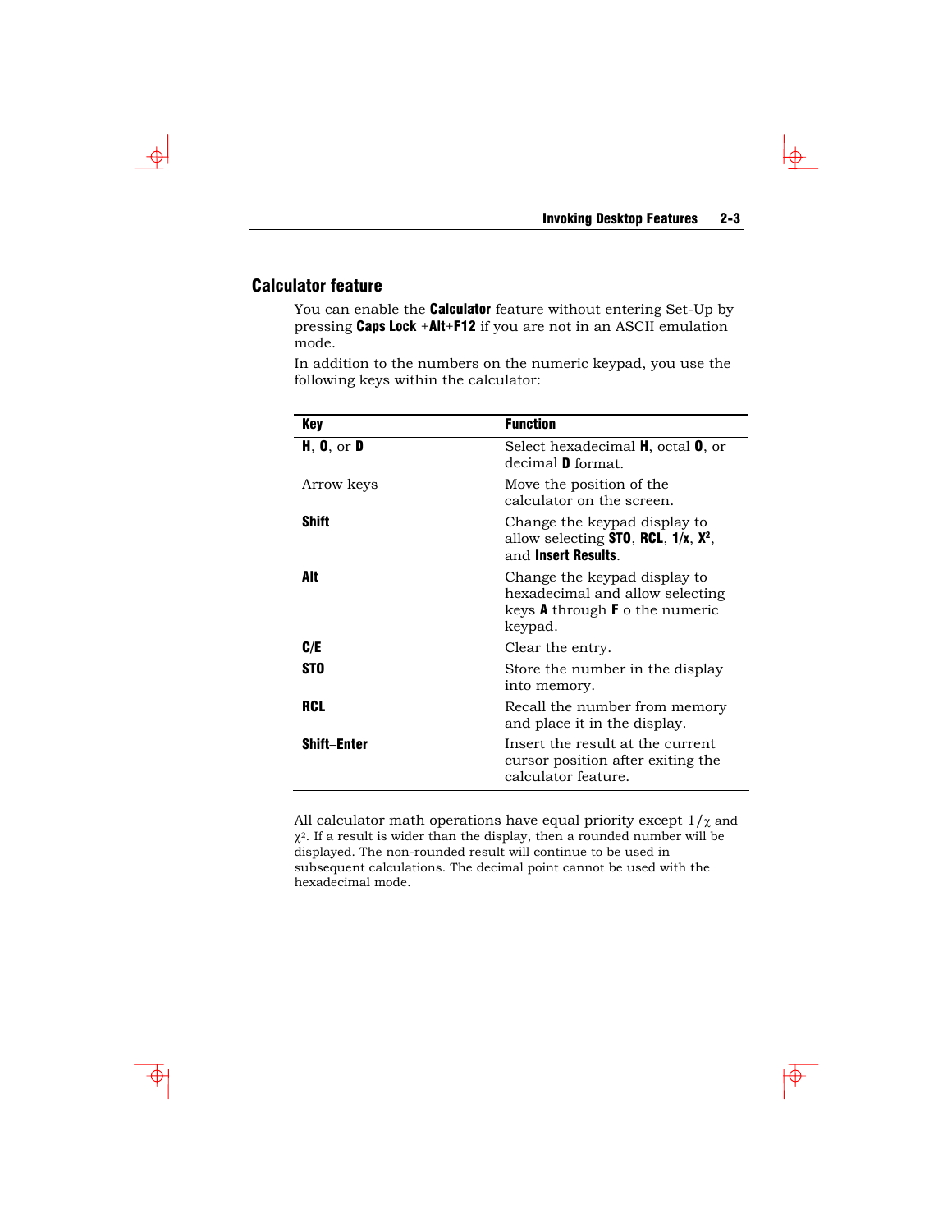## Calculator feature

You can enable the **Calculator** feature without entering Set-Up by pressing **Caps Lock** +**Alt**+**F12** if you are not in an ASCII emulation mode.

In addition to the numbers on the numeric keypad, you use the following keys within the calculator:

| Key | Function |
|---|---|
| **H**, **O**, or **D** | Select hexadecimal **H**, octal **O**, or decimal **D** format. |
| Arrow keys | Move the position of the calculator on the screen. |
| **Shift** | Change the keypad display to allow selecting **STO**, **RCL**, **1/x**, **$X^2$**, and **Insert Results**. |
| **Alt** | Change the keypad display to hexadecimal and allow selecting keys **A** through **F** o the numeric keypad. |
| **C/E** | Clear the entry. |
| **STO** | Store the number in the display into memory. |
| **RCL** | Recall the number from memory and place it in the display. |
| **Shift–Enter** | Insert the result at the current cursor position after exiting the calculator feature. |

All calculator math operations have equal priority except $1/\chi$ and $\chi^2$. If a result is wider than the display, then a rounded number will be displayed. The non-rounded result will continue to be used in subsequent calculations. The decimal point cannot be used with the hexadecimal mode.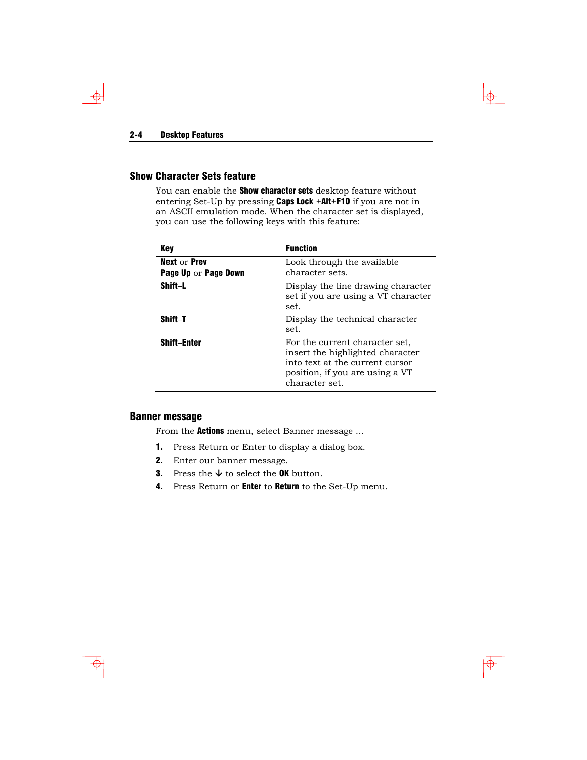## Show Character Sets feature

You can enable the **Show character sets** desktop feature without entering Set-Up by pressing **Caps Lock** +**Alt**+**F10** if you are not in an ASCII emulation mode. When the character set is displayed, you can use the following keys with this feature:

| Key | Function |
|---|---|
| **Next** or **Prev**<br>**Page Up** or **Page Down** | Look through the available character sets. |
| **Shift–L** | Display the line drawing character set if you are using a VT character set. |
| **Shift–T** | Display the technical character set. |
| **Shift–Enter** | For the current character set, insert the highlighted character into text at the current cursor position, if you are using a VT character set. |

## Banner message

From the **Actions** menu, select Banner message …

1. Press Return or Enter to display a dialog box.
2. Enter our banner message.
3. Press the ↓ to select the **OK** button.
4. Press Return or **Enter** to **Return** to the Set-Up menu.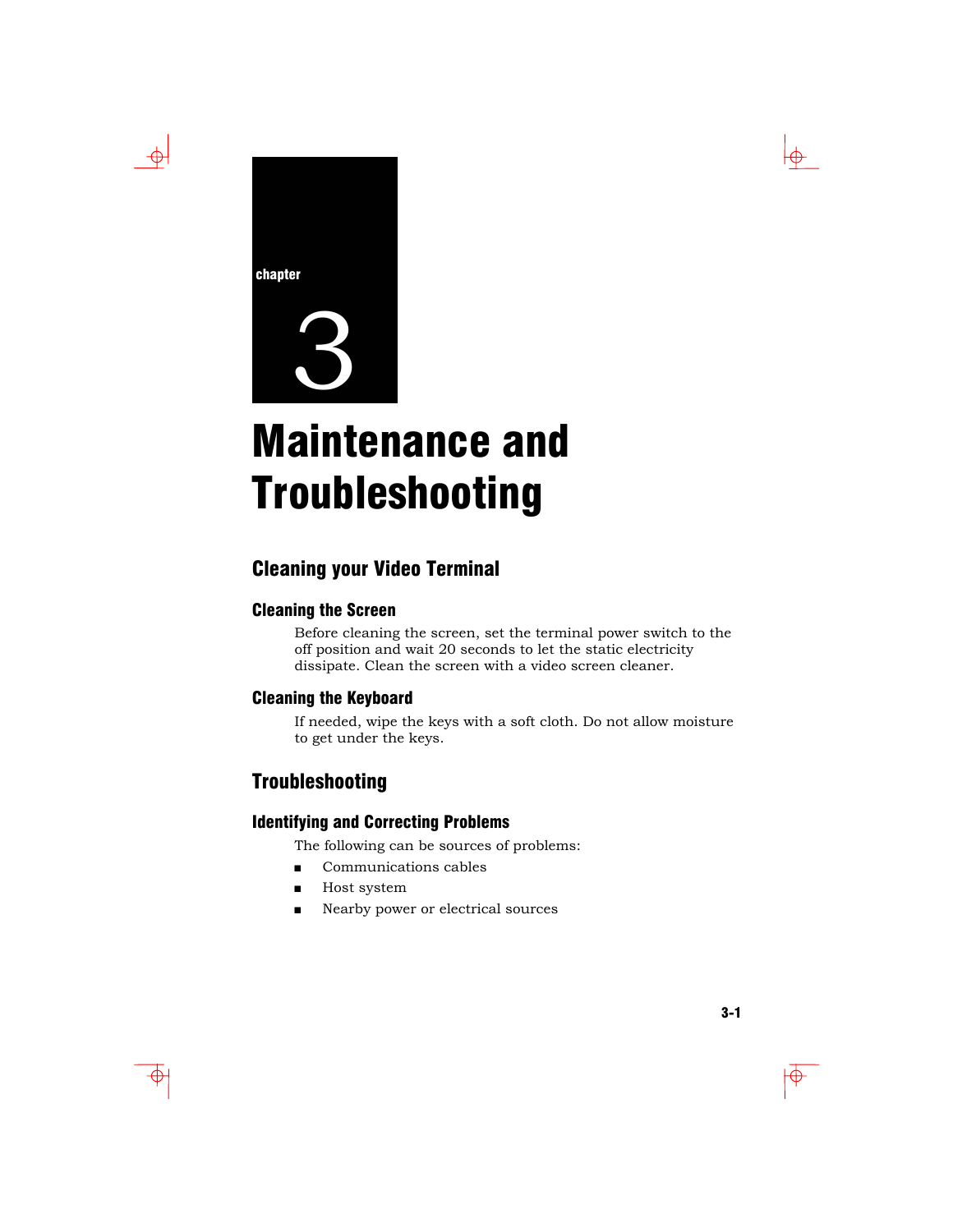chapter

# 3

# Maintenance and Troubleshooting

## Cleaning your Video Terminal

### Cleaning the Screen

Before cleaning the screen, set the terminal power switch to the off position and wait 20 seconds to let the static electricity dissipate. Clean the screen with a video screen cleaner.

### Cleaning the Keyboard

If needed, wipe the keys with a soft cloth. Do not allow moisture to get under the keys.

## Troubleshooting

### Identifying and Correcting Problems

The following can be sources of problems:

- Communications cables
- Host system
- Nearby power or electrical sources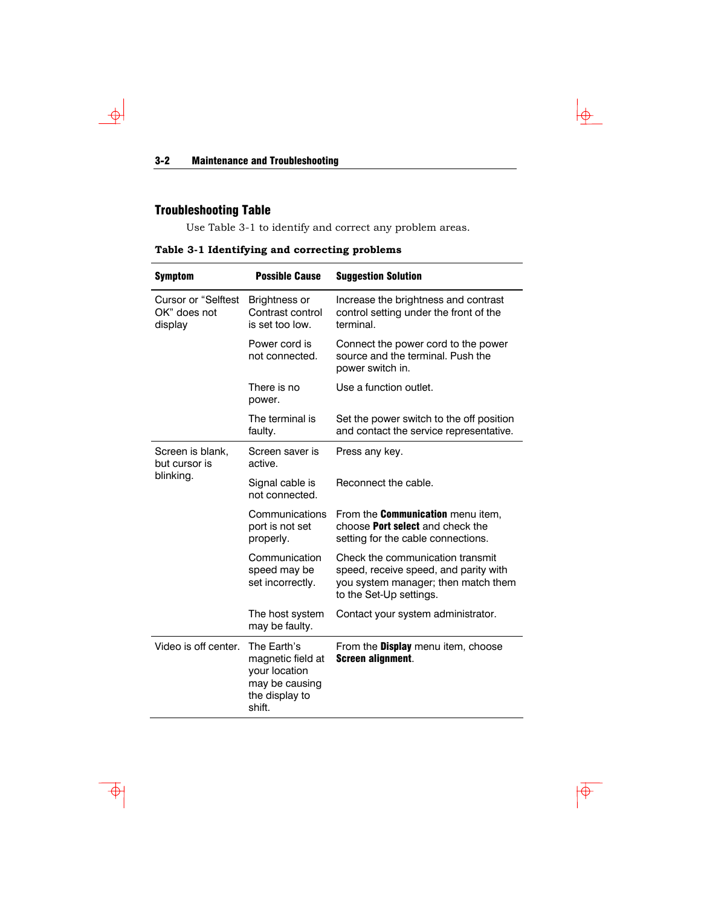## Troubleshooting Table

Use Table 3-1 to identify and correct any problem areas.

**Table 3-1 Identifying and correcting problems**

| Symptom | Possible Cause | Suggestion Solution |
|---|---|---|
| Cursor or "Selftest OK" does not display | Brightness or Contrast control is set too low. | Increase the brightness and contrast control setting under the front of the terminal. |
| | Power cord is not connected. | Connect the power cord to the power source and the terminal. Push the power switch in. |
| | There is no power. | Use a function outlet. |
| | The terminal is faulty. | Set the power switch to the off position and contact the service representative. |
| Screen is blank, but cursor is blinking. | Screen saver is active. | Press any key. |
| | Signal cable is not connected. | Reconnect the cable. |
| | Communications port is not set properly. | From the **Communication** menu item, choose **Port select** and check the setting for the cable connections. |
| | Communication speed may be set incorrectly. | Check the communication transmit speed, receive speed, and parity with you system manager; then match them to the Set-Up settings. |
| | The host system may be faulty. | Contact your system administrator. |
| Video is off center. | The Earth's magnetic field at your location may be causing the display to shift. | From the **Display** menu item, choose **Screen alignment**. |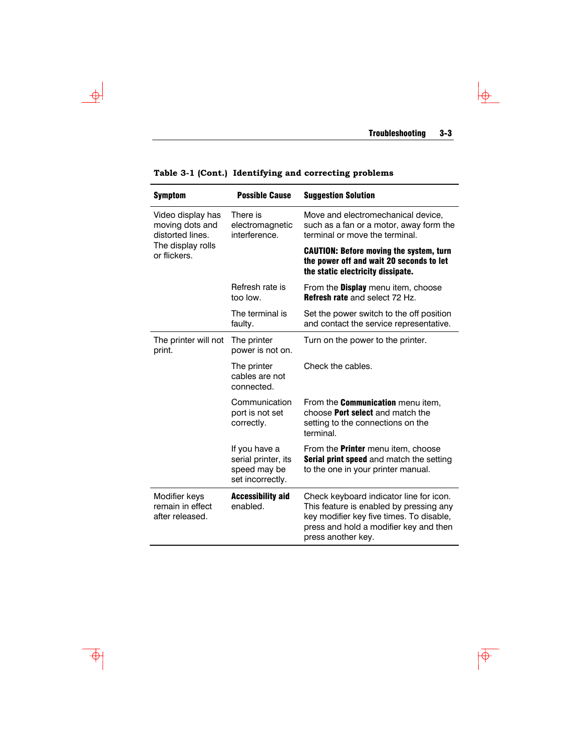**Table 3-1 (Cont.) Identifying and correcting problems**

| Symptom | Possible Cause | Suggestion Solution |
|---|---|---|
| Video display has moving dots and distorted lines. The display rolls or flickers. | There is electromagnetic interference. | Move and electromechanical device, such as a fan or a motor, away form the terminal or move the terminal. **CAUTION: Before moving the system, turn the power off and wait 20 seconds to let the static electricity dissipate.** |
| | Refresh rate is too low. | From the **Display** menu item, choose **Refresh rate** and select 72 Hz. |
| | The terminal is faulty. | Set the power switch to the off position and contact the service representative. |
| The printer will not print. | The printer power is not on. | Turn on the power to the printer. |
| | The printer cables are not connected. | Check the cables. |
| | Communication port is not set correctly. | From the **Communication** menu item, choose **Port select** and match the setting to the connections on the terminal. |
| | If you have a serial printer, its speed may be set incorrectly. | From the **Printer** menu item, choose **Serial print speed** and match the setting to the one in your printer manual. |
| Modifier keys remain in effect after released. | **Accessibility aid** enabled. | Check keyboard indicator line for icon. This feature is enabled by pressing any key modifier key five times. To disable, press and hold a modifier key and then press another key. |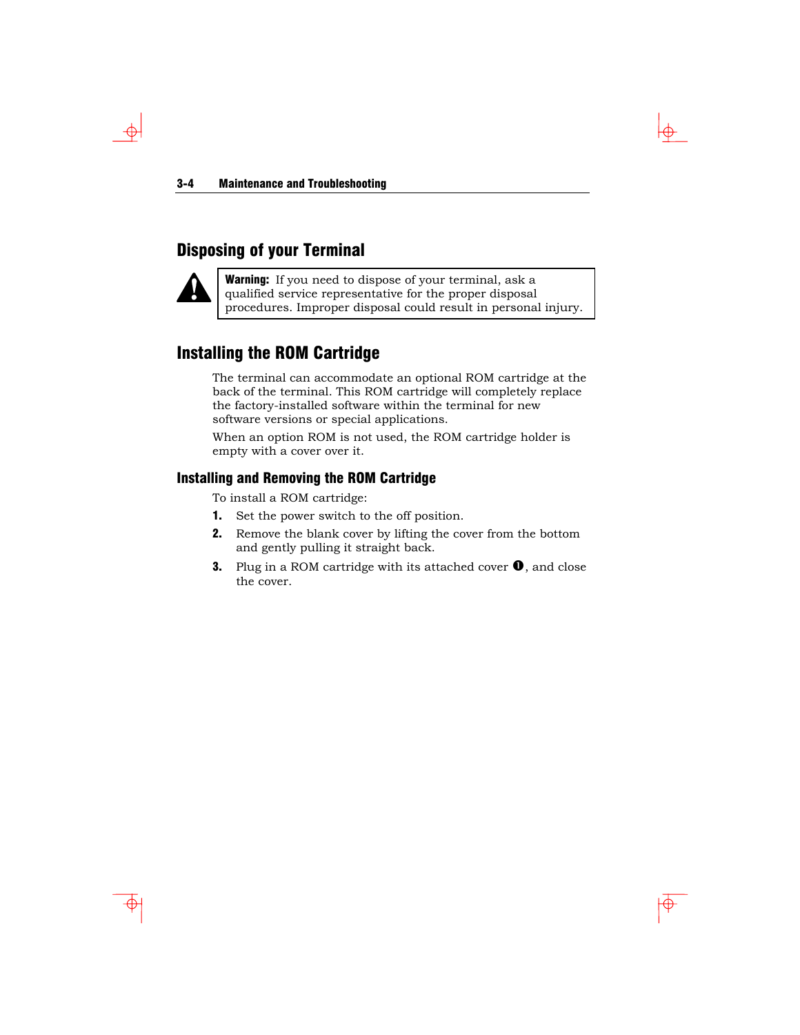## Disposing of your Terminal

> **Warning:** If you need to dispose of your terminal, ask a qualified service representative for the proper disposal procedures. Improper disposal could result in personal injury.

## Installing the ROM Cartridge

The terminal can accommodate an optional ROM cartridge at the back of the terminal. This ROM cartridge will completely replace the factory-installed software within the terminal for new software versions or special applications.

When an option ROM is not used, the ROM cartridge holder is empty with a cover over it.

### Installing and Removing the ROM Cartridge

To install a ROM cartridge:

1. Set the power switch to the off position.
2. Remove the blank cover by lifting the cover from the bottom and gently pulling it straight back.
3. Plug in a ROM cartridge with its attached cover ❶, and close the cover.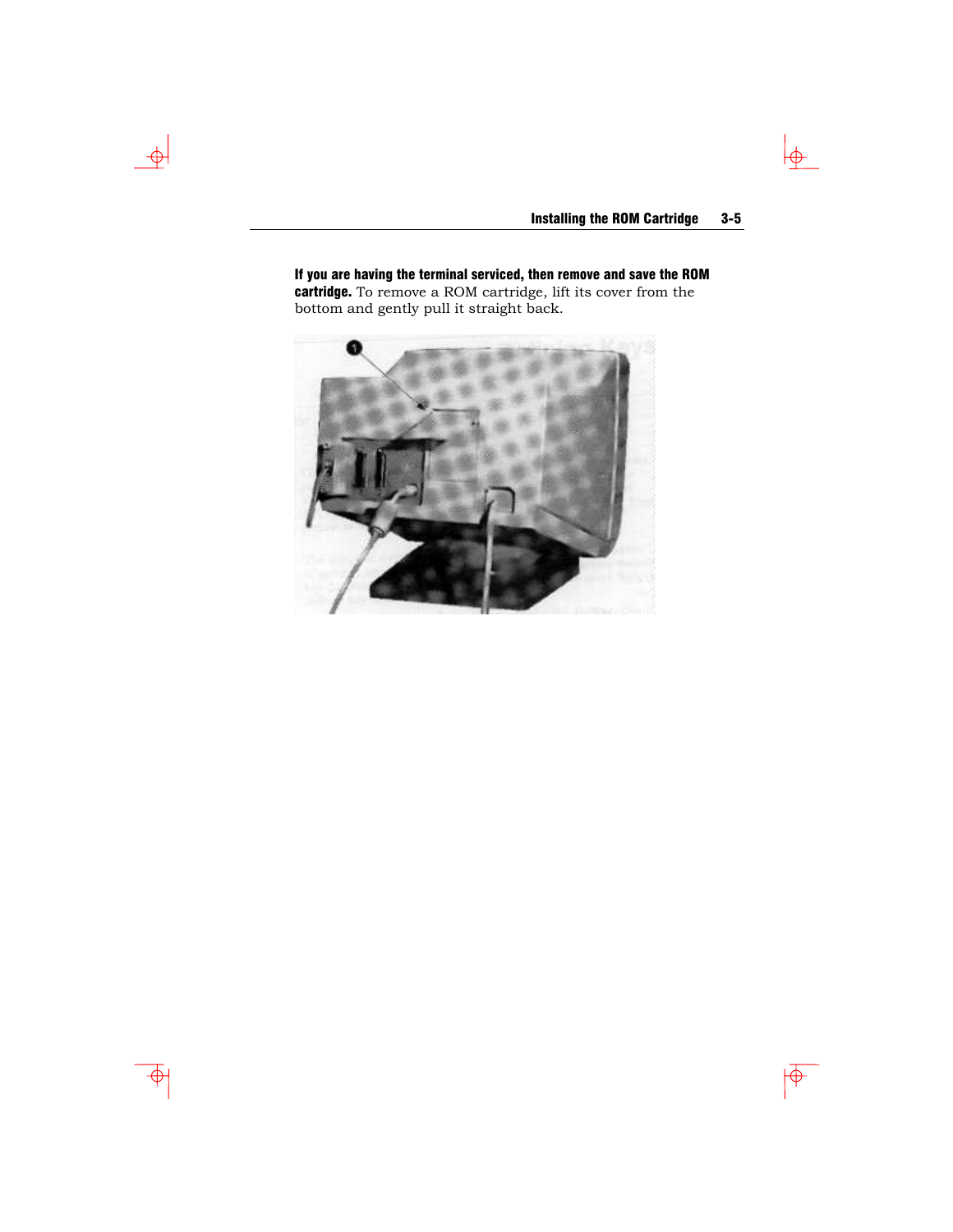**If you are having the terminal serviced, then remove and save the ROM cartridge.** To remove a ROM cartridge, lift its cover from the bottom and gently pull it straight back.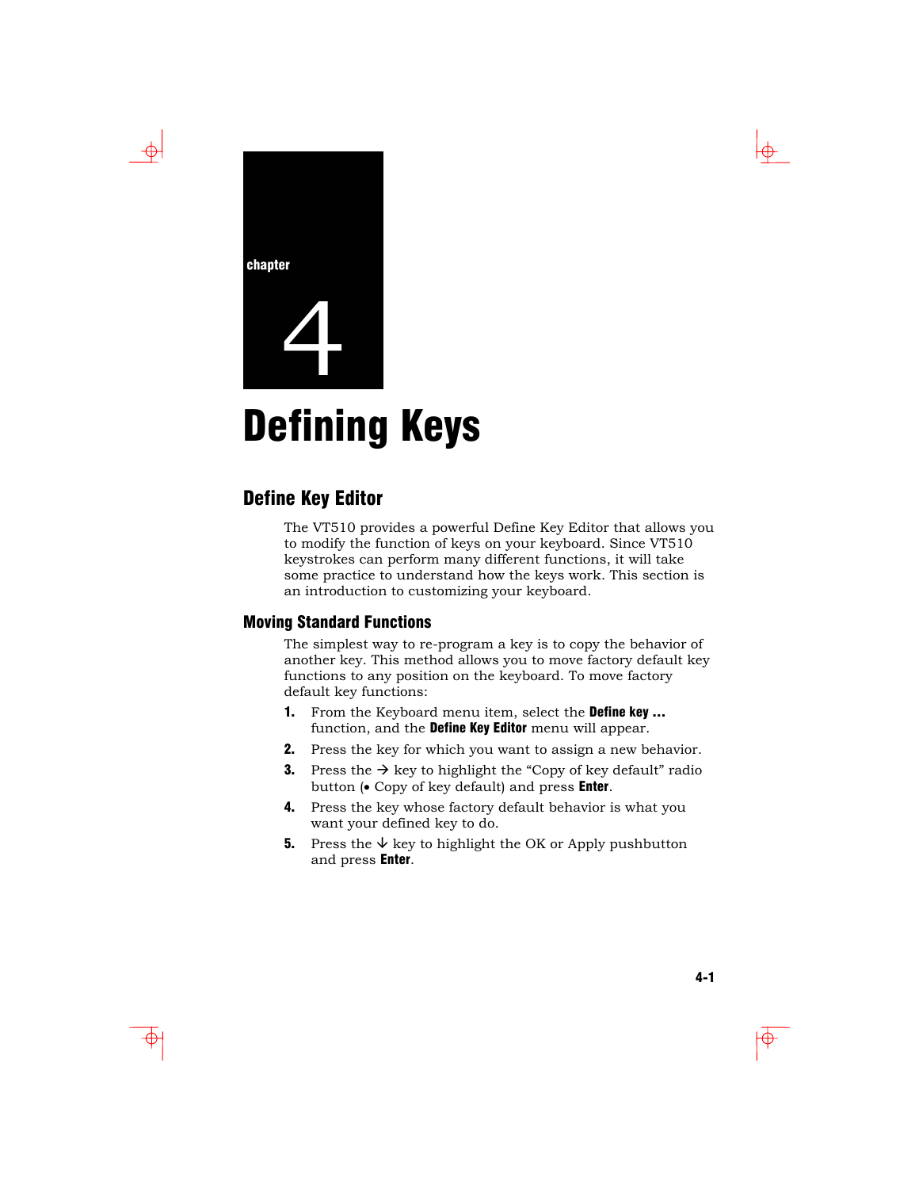chapter

4

# Defining Keys

## Define Key Editor

The VT510 provides a powerful Define Key Editor that allows you to modify the function of keys on your keyboard. Since VT510 keystrokes can perform many different functions, it will take some practice to understand how the keys work. This section is an introduction to customizing your keyboard.

### Moving Standard Functions

The simplest way to re-program a key is to copy the behavior of another key. This method allows you to move factory default key functions to any position on the keyboard. To move factory default key functions:

1. From the Keyboard menu item, select the **Define key ...** function, and the **Define Key Editor** menu will appear.
2. Press the key for which you want to assign a new behavior.
3. Press the → key to highlight the “Copy of key default” radio button (• Copy of key default) and press **Enter**.
4. Press the key whose factory default behavior is what you want your defined key to do.
5. Press the ↓ key to highlight the OK or Apply pushbutton and press **Enter**.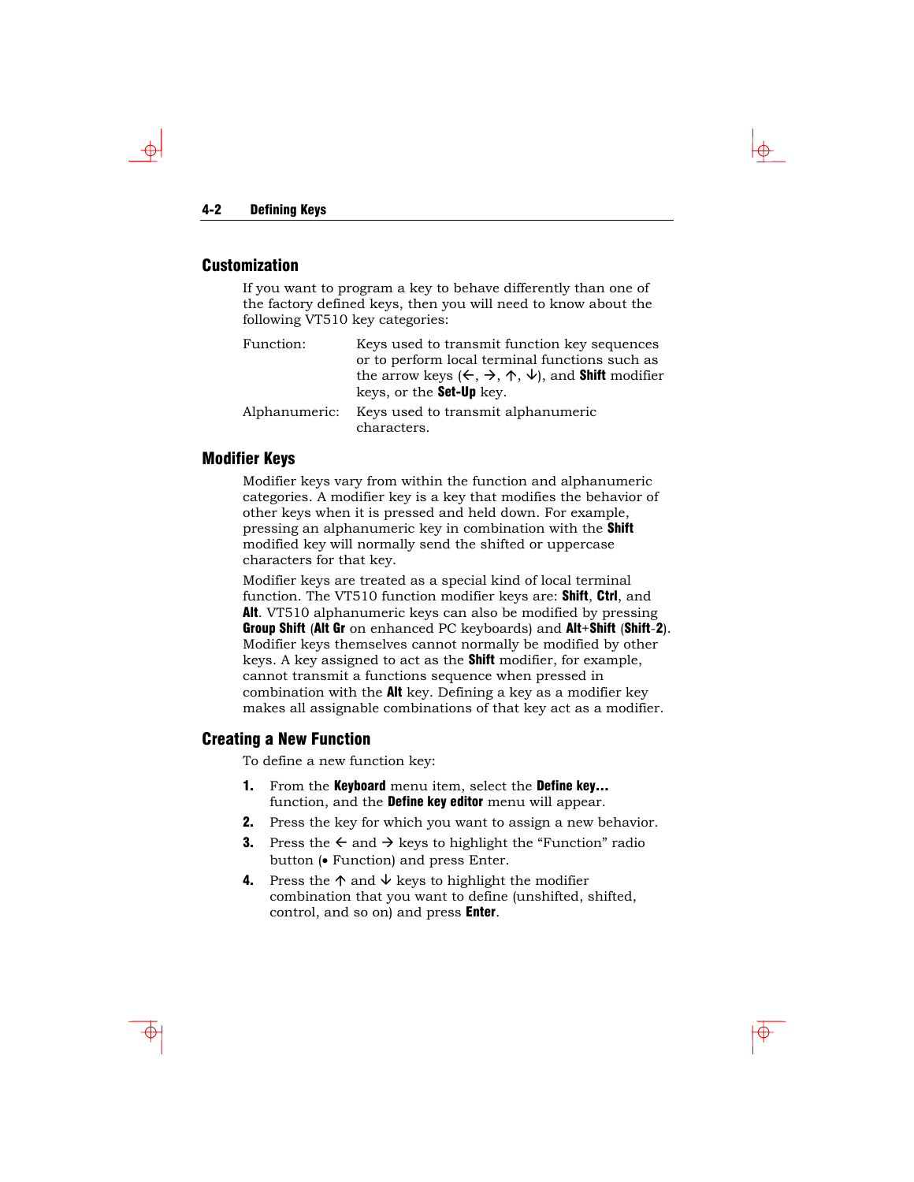## Customization

If you want to program a key to behave differently than one of the factory defined keys, then you will need to know about the following VT510 key categories:

| | |
|---|---|
| Function: | Keys used to transmit function key sequences or to perform local terminal functions such as the arrow keys (←, →, ↑, ↓), and **Shift** modifier keys, or the **Set-Up** key. |
| Alphanumeric: | Keys used to transmit alphanumeric characters. |

## Modifier Keys

Modifier keys vary from within the function and alphanumeric categories. A modifier key is a key that modifies the behavior of other keys when it is pressed and held down. For example, pressing an alphanumeric key in combination with the **Shift** modified key will normally send the shifted or uppercase characters for that key.

Modifier keys are treated as a special kind of local terminal function. The VT510 function modifier keys are: **Shift**, **Ctrl**, and **Alt**. VT510 alphanumeric keys can also be modified by pressing **Group Shift** (**Alt Gr** on enhanced PC keyboards) and **Alt**+**Shift** (**Shift**-**2**). Modifier keys themselves cannot normally be modified by other keys. A key assigned to act as the **Shift** modifier, for example, cannot transmit a functions sequence when pressed in combination with the **Alt** key. Defining a key as a modifier key makes all assignable combinations of that key act as a modifier.

## Creating a New Function

To define a new function key:

1. From the **Keyboard** menu item, select the **Define key...** function, and the **Define key editor** menu will appear.
2. Press the key for which you want to assign a new behavior.
3. Press the ← and → keys to highlight the "Function" radio button (• Function) and press Enter.
4. Press the ↑ and ↓ keys to highlight the modifier combination that you want to define (unshifted, shifted, control, and so on) and press **Enter**.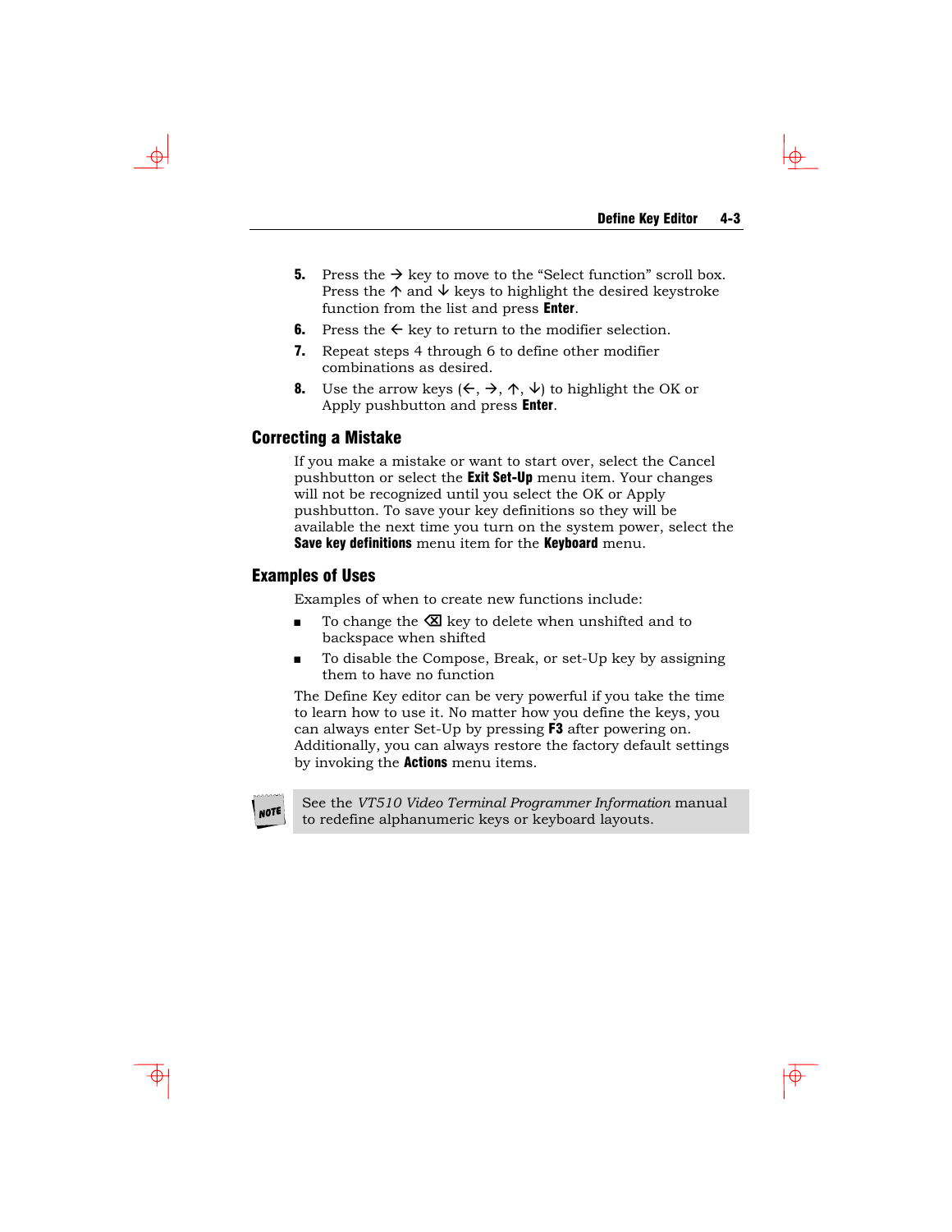5. Press the → key to move to the “Select function” scroll box. Press the ↑ and ↓ keys to highlight the desired keystroke function from the list and press **Enter**.
6. Press the ← key to return to the modifier selection.
7. Repeat steps 4 through 6 to define other modifier combinations as desired.
8. Use the arrow keys (←, →, ↑, ↓) to highlight the OK or Apply pushbutton and press **Enter**.

## Correcting a Mistake

If you make a mistake or want to start over, select the Cancel pushbutton or select the **Exit Set-Up** menu item. Your changes will not be recognized until you select the OK or Apply pushbutton. To save your key definitions so they will be available the next time you turn on the system power, select the **Save key definitions** menu item for the **Keyboard** menu.

## Examples of Uses

Examples of when to create new functions include:

- To change the ⌫ key to delete when unshifted and to backspace when shifted
- To disable the Compose, Break, or set-Up key by assigning them to have no function

The Define Key editor can be very powerful if you take the time to learn how to use it. No matter how you define the keys, you can always enter Set-Up by pressing **F3** after powering on. Additionally, you can always restore the factory default settings by invoking the **Actions** menu items.

NOTE: See the *VT510 Video Terminal Programmer Information* manual to redefine alphanumeric keys or keyboard layouts.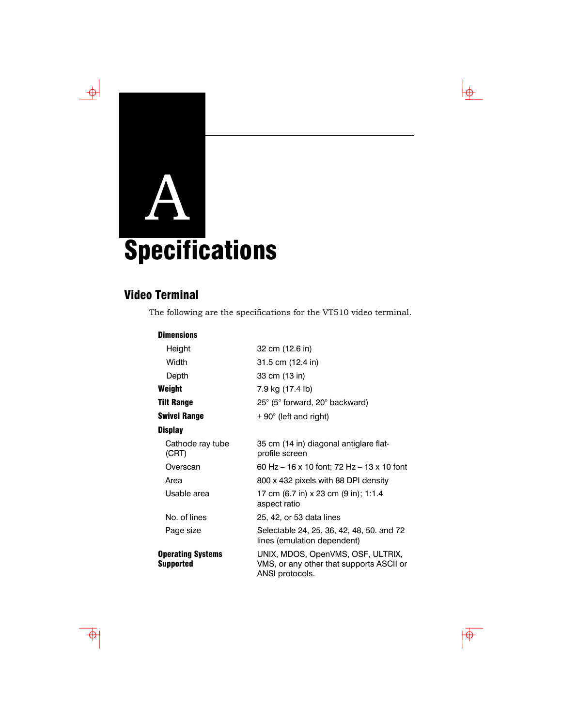# A Specifications

## Video Terminal

The following are the specifications for the VT510 video terminal.

| | |
|---|---|
| **Dimensions** | |
| Height | 32 cm (12.6 in) |
| Width | 31.5 cm (12.4 in) |
| Depth | 33 cm (13 in) |
| **Weight** | 7.9 kg (17.4 lb) |
| **Tilt Range** | 25° (5° forward, 20° backward) |
| **Swivel Range** | ± 90° (left and right) |
| **Display** | |
| Cathode ray tube (CRT) | 35 cm (14 in) diagonal antiglare flat-profile screen |
| Overscan | 60 Hz – 16 x 10 font; 72 Hz – 13 x 10 font |
| Area | 800 x 432 pixels with 88 DPI density |
| Usable area | 17 cm (6.7 in) x 23 cm (9 in); 1:1.4 aspect ratio |
| No. of lines | 25, 42, or 53 data lines |
| Page size | Selectable 24, 25, 36, 42, 48, 50. and 72 lines (emulation dependent) |
| **Operating Systems Supported** | UNIX, MDOS, OpenVMS, OSF, ULTRIX, VMS, or any other that supports ASCII or ANSI protocols. |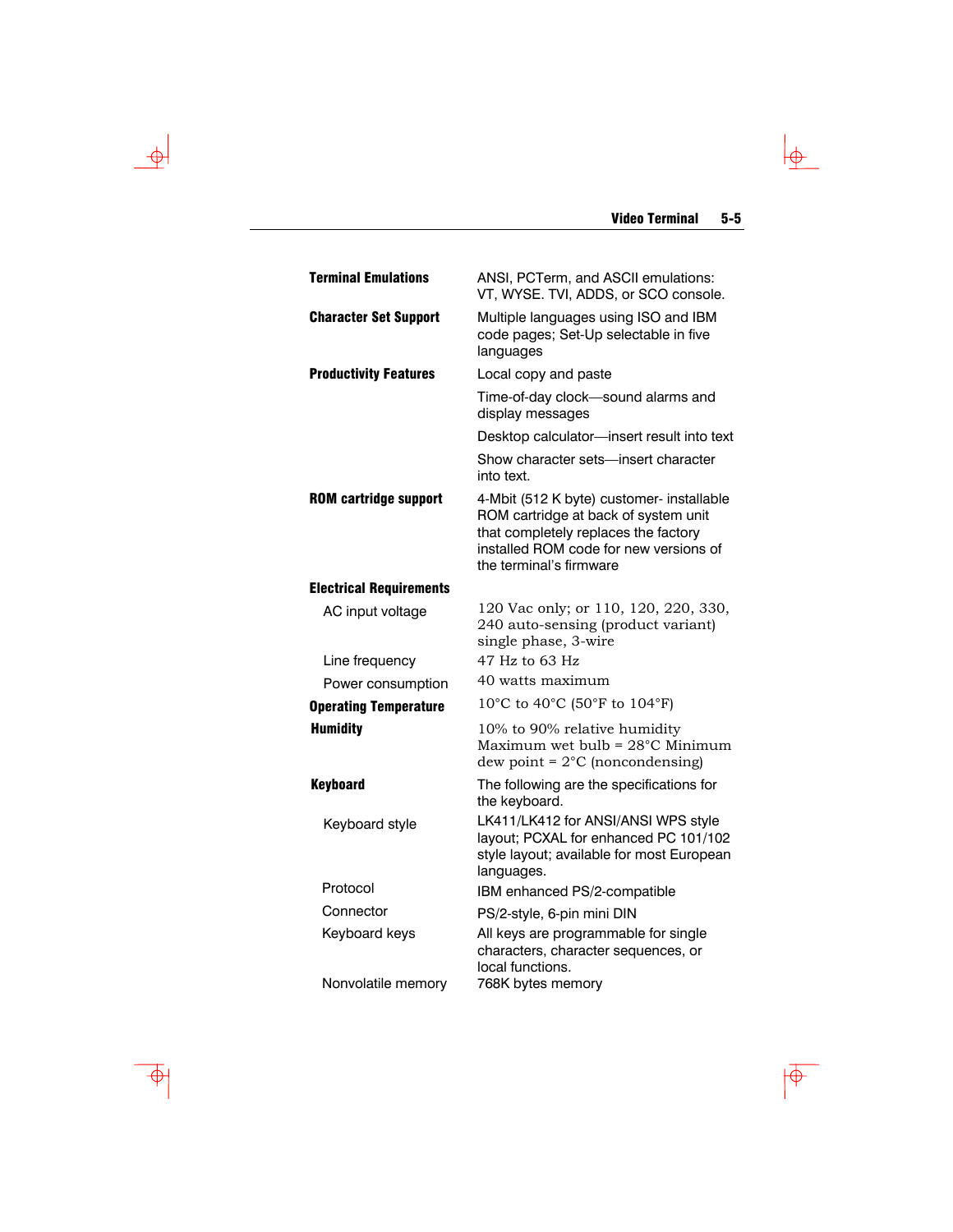| | |
|---|---|
| **Terminal Emulations** | ANSI, PCTerm, and ASCII emulations: VT, WYSE. TVI, ADDS, or SCO console. |
| **Character Set Support** | Multiple languages using ISO and IBM code pages; Set-Up selectable in five languages |
| **Productivity Features** | Local copy and paste |
| | Time-of-day clock—sound alarms and display messages |
| | Desktop calculator—insert result into text |
| | Show character sets—insert character into text. |
| **ROM cartridge support** | 4-Mbit (512 K byte) customer- installable ROM cartridge at back of system unit that completely replaces the factory installed ROM code for new versions of the terminal's firmware |
| **Electrical Requirements** | |
| AC input voltage | 120 Vac only; or 110, 120, 220, 330, 240 auto-sensing (product variant) single phase, 3-wire |
| Line frequency | 47 Hz to 63 Hz |
| Power consumption | 40 watts maximum |
| **Operating Temperature** | 10°C to 40°C (50°F to 104°F) |
| **Humidity** | 10% to 90% relative humidity Maximum wet bulb = 28°C Minimum dew point = 2°C (noncondensing) |
| **Keyboard** | The following are the specifications for the keyboard. |
| Keyboard style | LK411/LK412 for ANSI/ANSI WPS style layout; PCXAL for enhanced PC 101/102 style layout; available for most European languages. |
| Protocol | IBM enhanced PS/2-compatible |
| Connector | PS/2-style, 6-pin mini DIN |
| Keyboard keys | All keys are programmable for single characters, character sequences, or local functions. |
| Nonvolatile memory | 768K bytes memory |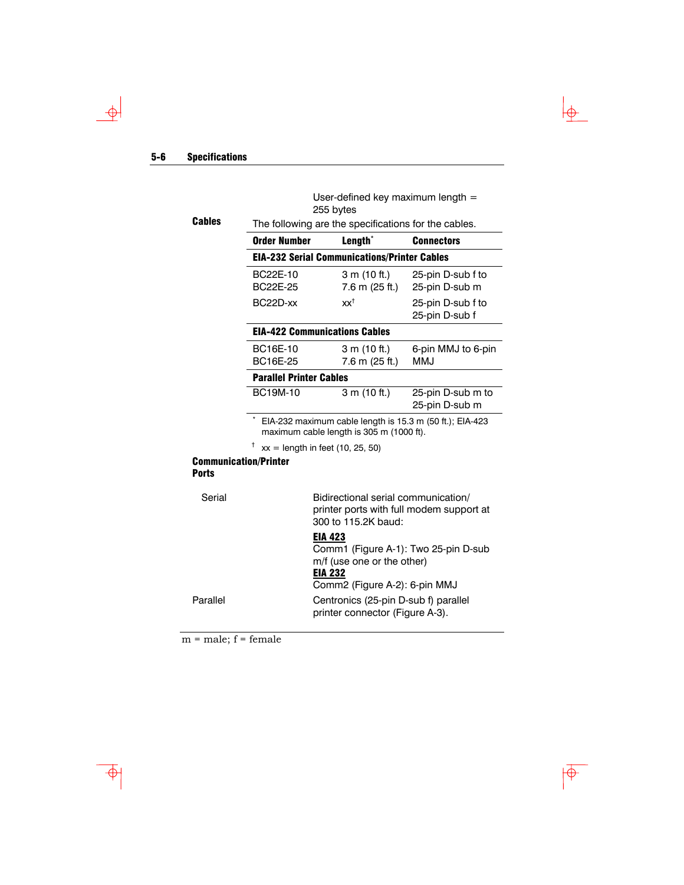User-defined key maximum length = 255 bytes

**Cables**

The following are the specifications for the cables.

| Order Number | Length* | Connectors |
|---|---|---|
| **EIA-232 Serial Communications/Printer Cables** | | |
| BC22E-10<br>BC22E-25 | 3 m (10 ft.)<br>7.6 m (25 ft.) | 25-pin D-sub f to 25-pin D-sub m |
| BC22D-xx | xx† | 25-pin D-sub f to 25-pin D-sub f |
| **EIA-422 Communications Cables** | | |
| BC16E-10<br>BC16E-25 | 3 m (10 ft.)<br>7.6 m (25 ft.) | 6-pin MMJ to 6-pin MMJ |
| **Parallel Printer Cables** | | |
| BC19M-10 | 3 m (10 ft.) | 25-pin D-sub m to 25-pin D-sub m |

\* EIA-232 maximum cable length is 15.3 m (50 ft.); EIA-423 maximum cable length is 305 m (1000 ft).

† xx = length in feet (10, 25, 50)

**Communication/Printer Ports**

Serial

Bidirectional serial communication/ printer ports with full modem support at 300 to 115.2K baud:

**EIA 423**
Comm1 (Figure A-1): Two 25-pin D-sub m/f (use one or the other)
**EIA 232**
Comm2 (Figure A-2): 6-pin MMJ

Parallel

Centronics (25-pin D-sub f) parallel printer connector (Figure A-3).

m = male; f = female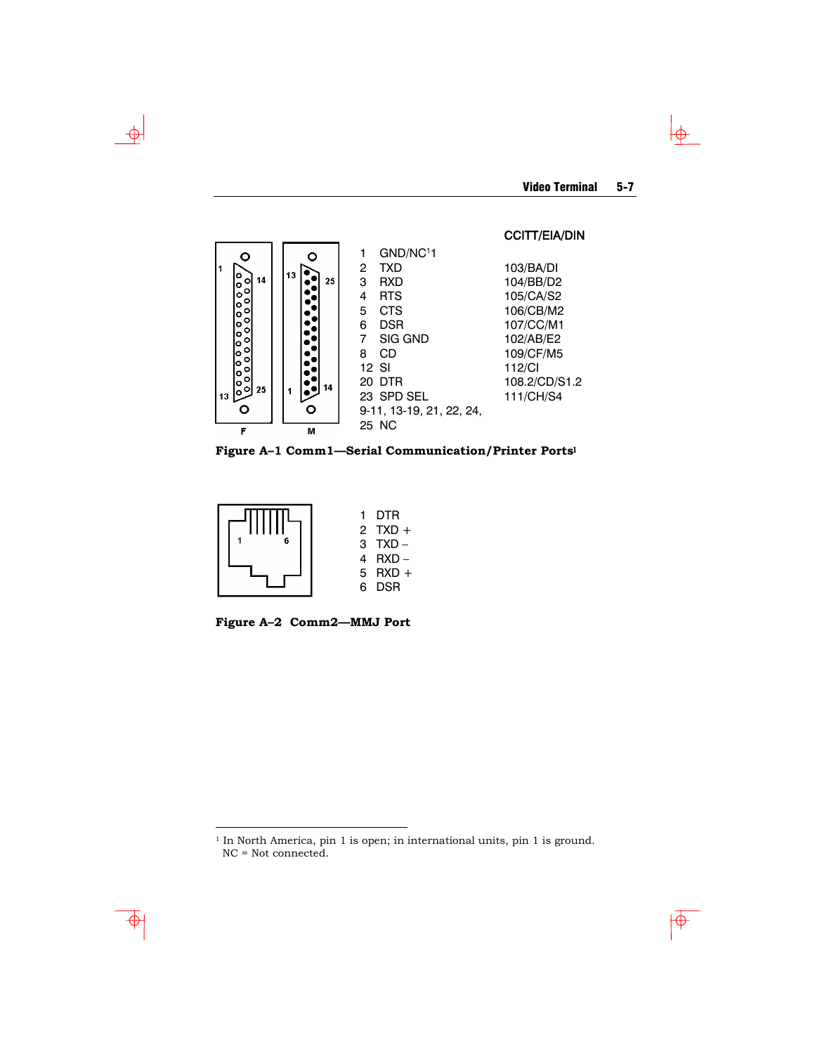| Pin | Signal | CCITT/EIA/DIN |
|---|---|---|
| 1 | GND/NC[1] | |
| 2 | TXD | 103/BA/DI |
| 3 | RXD | 104/BB/D2 |
| 4 | RTS | 105/CA/S2 |
| 5 | CTS | 106/CB/M2 |
| 6 | DSR | 107/CC/M1 |
| 7 | SIG GND | 102/AB/E2 |
| 8 | CD | 109/CF/M5 |
| 12 | SI | 112/CI |
| 20 | DTR | 108.2/CD/S1.2 |
| 23 | SPD SEL | 111/CH/S4 |
| 9-11, 13-19, 21, 22, 24, 25 | NC | |

**Figure A–1 Comm1—Serial Communication/Printer Ports**[1]

1 DTR
2 TXD +
3 TXD –
4 RXD –
5 RXD +
6 DSR

**Figure A–2 Comm2—MMJ Port**

[1] In North America, pin 1 is open; in international units, pin 1 is ground. NC = Not connected.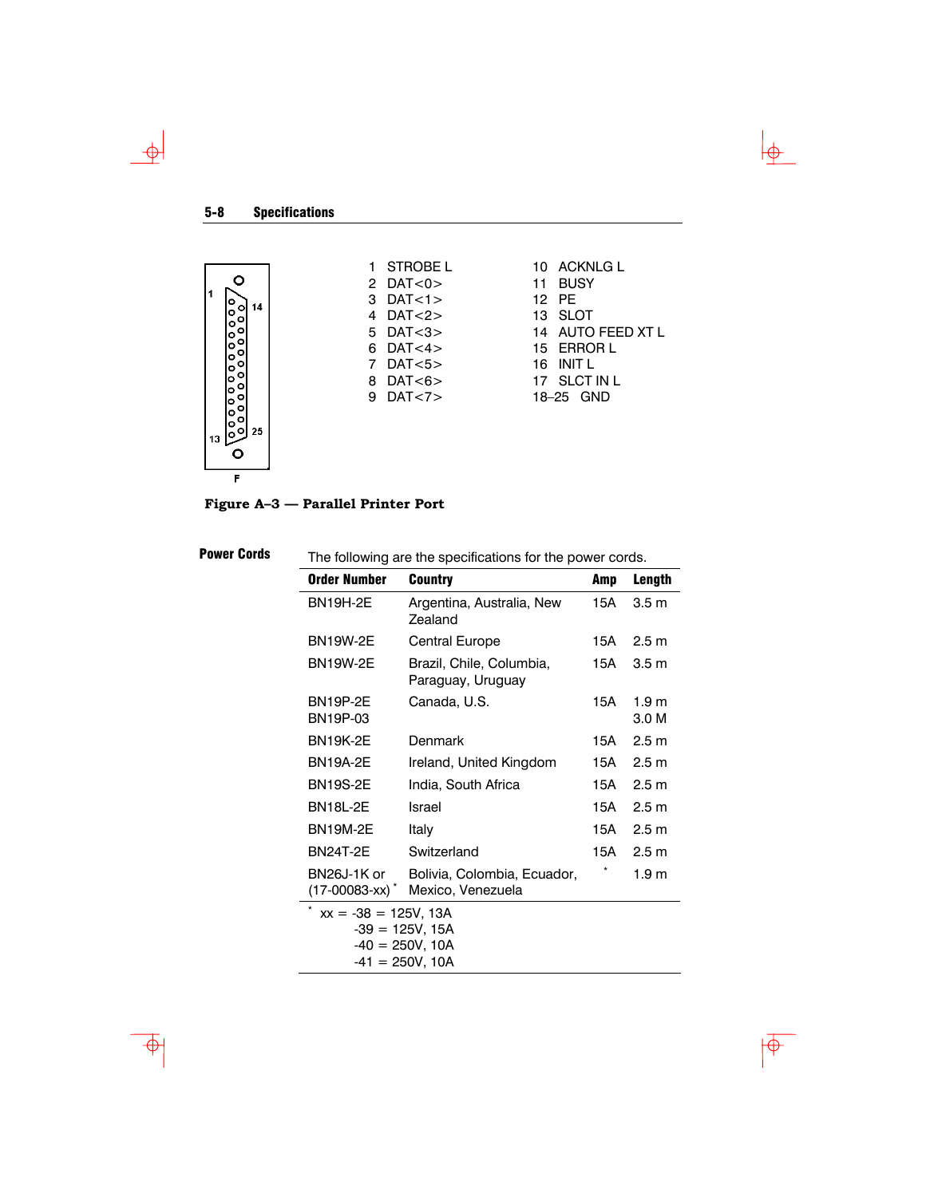| | |
|---|---|
| 1 STROBE L | 10 ACKNLG L |
| 2 DAT<0> | 11 BUSY |
| 3 DAT<1> | 12 PE |
| 4 DAT<2> | 13 SLOT |
| 5 DAT<3> | 14 AUTO FEED XT L |
| 6 DAT<4> | 15 ERROR L |
| 7 DAT<5> | 16 INIT L |
| 8 DAT<6> | 17 SLCT IN L |
| 9 DAT<7> | 18–25 GND |

**Figure A–3 — Parallel Printer Port**

## Power Cords

The following are the specifications for the power cords.

| Order Number | Country | Amp | Length |
|---|---|---|---|
| BN19H-2E | Argentina, Australia, New Zealand | 15A | 3.5 m |
| BN19W-2E | Central Europe | 15A | 2.5 m |
| BN19W-2E | Brazil, Chile, Columbia, Paraguay, Uruguay | 15A | 3.5 m |
| BN19P-2E<br>BN19P-03 | Canada, U.S. | 15A | 1.9 m<br>3.0 M |
| BN19K-2E | Denmark | 15A | 2.5 m |
| BN19A-2E | Ireland, United Kingdom | 15A | 2.5 m |
| BN19S-2E | India, South Africa | 15A | 2.5 m |
| BN18L-2E | Israel | 15A | 2.5 m |
| BN19M-2E | Italy | 15A | 2.5 m |
| BN24T-2E | Switzerland | 15A | 2.5 m |
| BN26J-1K or (17-00083-xx) * | Bolivia, Colombia, Ecuador, Mexico, Venezuela | * | 1.9 m |

\* xx = -38 = 125V, 13A
-39 = 125V, 15A
-40 = 250V, 10A
-41 = 250V, 10A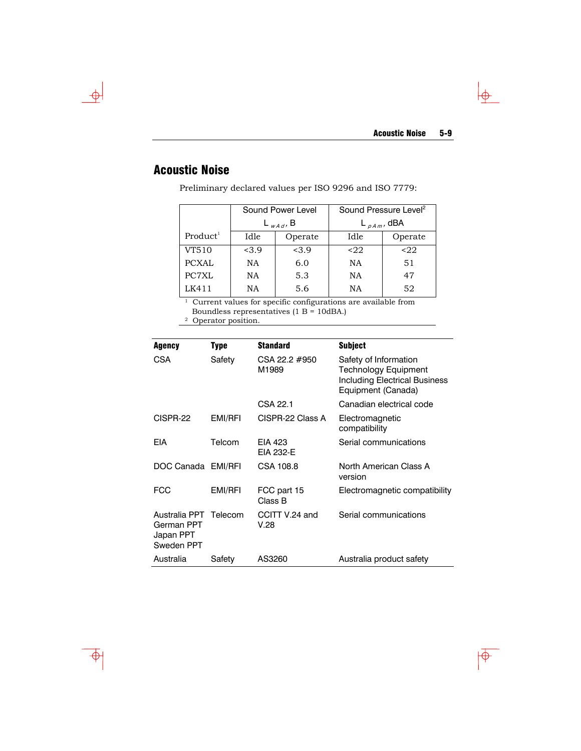## Acoustic Noise

Preliminary declared values per ISO 9296 and ISO 7779:

| Product[1] | Sound Power Level $L_{wAd}$, B | | Sound Pressure Level[2] $L_{pAm}$, dBA | |
|---|---|---|---|---|
| | Idle | Operate | Idle | Operate |
| VT510 | <3.9 | <3.9 | <22 | <22 |
| PCXAL | NA | 6.0 | NA | 51 |
| PC7XL | NA | 5.3 | NA | 47 |
| LK411 | NA | 5.6 | NA | 52 |

[1] Current values for specific configurations are available from Boundless representatives (1 B = 10dBA.)
[2] Operator position.

| Agency | Type | Standard | Subject |
|---|---|---|---|
| CSA | Safety | CSA 22.2 #950 M1989 | Safety of Information Technology Equipment Including Electrical Business Equipment (Canada) |
| | | CSA 22.1 | Canadian electrical code |
| CISPR-22 | EMI/RFI | CISPR-22 Class A | Electromagnetic compatibility |
| EIA | Telcom | EIA 423<br>EIA 232-E | Serial communications |
| DOC Canada | EMI/RFI | CSA 108.8 | North American Class A version |
| FCC | EMI/RFI | FCC part 15 Class B | Electromagnetic compatibility |
| Australia PPT<br>German PPT<br>Japan PPT<br>Sweden PPT | Telecom | CCITT V.24 and V.28 | Serial communications |
| Australia | Safety | AS3260 | Australia product safety |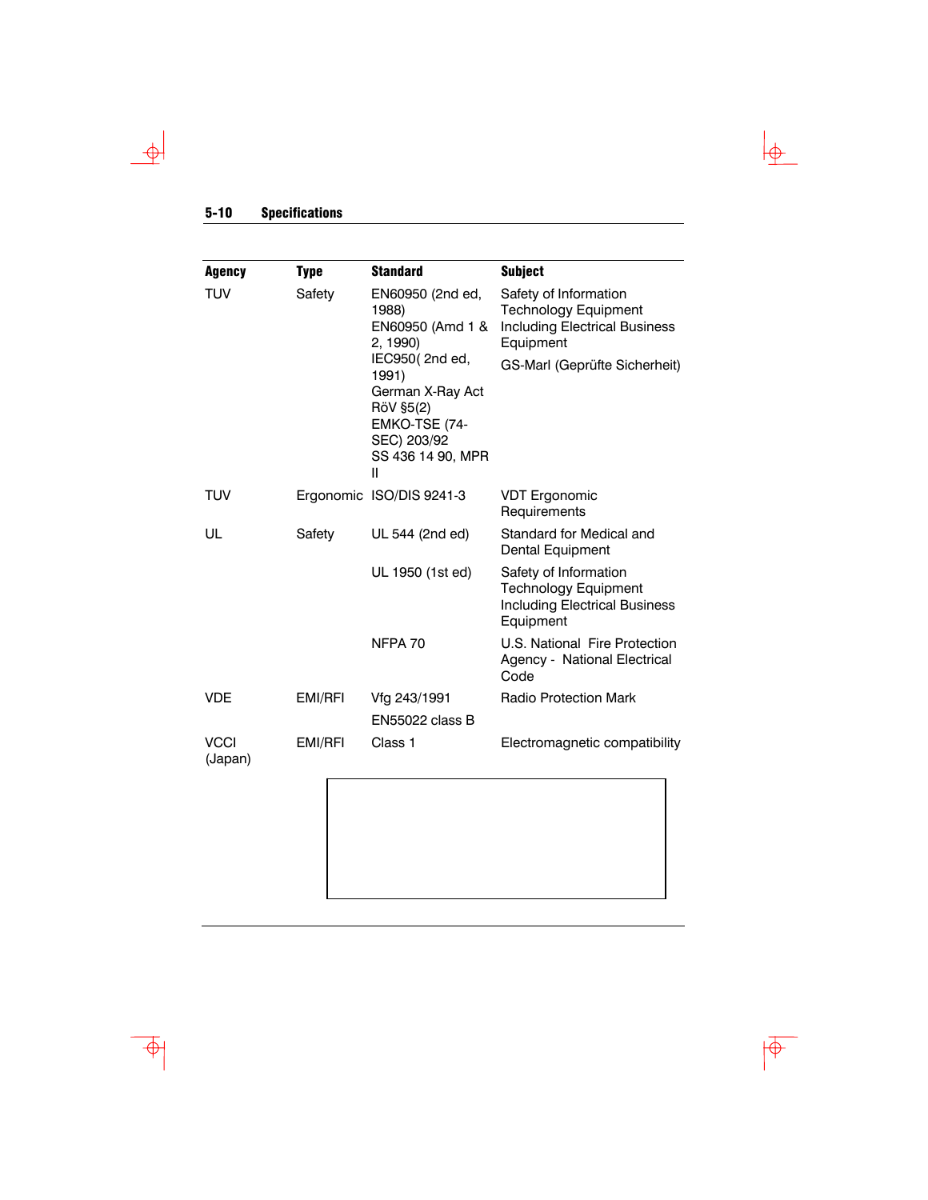| Agency | Type | Standard | Subject |
|---|---|---|---|
| TUV | Safety | EN60950 (2nd ed, 1988)<br>EN60950 (Amd 1 & 2, 1990)<br>IEC950( 2nd ed, 1991)<br>German X-Ray Act RöV §5(2)<br>EMKO-TSE (74-SEC) 203/92<br>SS 436 14 90, MPR II | Safety of Information Technology Equipment Including Electrical Business Equipment<br>GS-Marl (Geprüfte Sicherheit) |
| TUV | Ergonomic | ISO/DIS 9241-3 | VDT Ergonomic Requirements |
| UL | Safety | UL 544 (2nd ed) | Standard for Medical and Dental Equipment |
| | | UL 1950 (1st ed) | Safety of Information Technology Equipment Including Electrical Business Equipment |
| | | NFPA 70 | U.S. National Fire Protection Agency - National Electrical Code |
| VDE | EMI/RFI | Vfg 243/1991<br>EN55022 class B | Radio Protection Mark |
| VCCI (Japan) | EMI/RFI | Class 1 | Electromagnetic compatibility |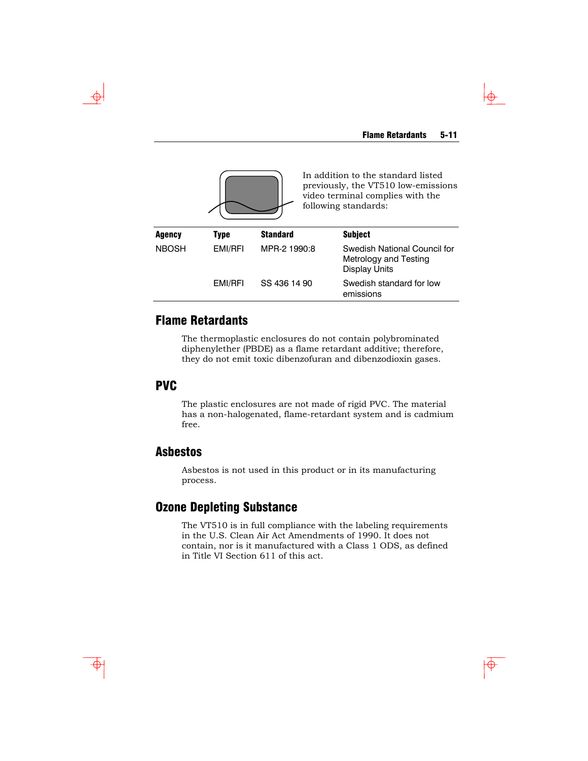In addition to the standard listed previously, the VT510 low-emissions video terminal complies with the following standards:

| Agency | Type | Standard | Subject |
| --- | --- | --- | --- |
| NBOSH | EMI/RFI | MPR-2 1990:8 | Swedish National Council for Metrology and Testing Display Units |
| | EMI/RFI | SS 436 14 90 | Swedish standard for low emissions |

## Flame Retardants

The thermoplastic enclosures do not contain polybrominated diphenylether (PBDE) as a flame retardant additive; therefore, they do not emit toxic dibenzofuran and dibenzodioxin gases.

## PVC

The plastic enclosures are not made of rigid PVC. The material has a non-halogenated, flame-retardant system and is cadmium free.

## Asbestos

Asbestos is not used in this product or in its manufacturing process.

## Ozone Depleting Substance

The VT510 is in full compliance with the labeling requirements in the U.S. Clean Air Act Amendments of 1990. It does not contain, nor is it manufactured with a Class 1 ODS, as defined in Title VI Section 611 of this act.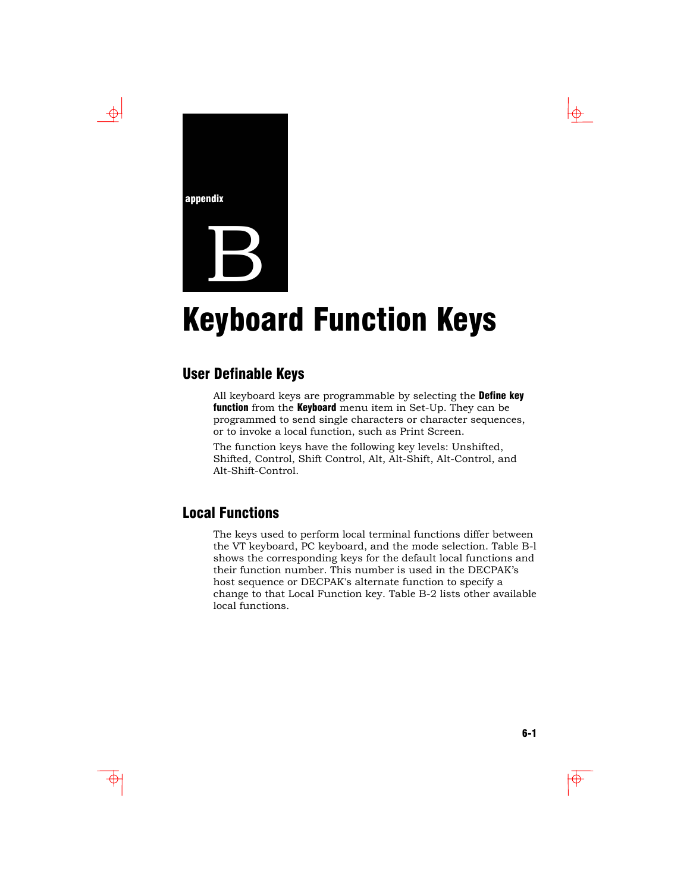appendix

# B

# Keyboard Function Keys

## User Definable Keys

All keyboard keys are programmable by selecting the **Define key function** from the **Keyboard** menu item in Set-Up. They can be programmed to send single characters or character sequences, or to invoke a local function, such as Print Screen.

The function keys have the following key levels: Unshifted, Shifted, Control, Shift Control, Alt, Alt-Shift, Alt-Control, and Alt-Shift-Control.

## Local Functions

The keys used to perform local terminal functions differ between the VT keyboard, PC keyboard, and the mode selection. Table B-l shows the corresponding keys for the default local functions and their function number. This number is used in the DECPAK's host sequence or DECPAK's alternate function to specify a change to that Local Function key. Table B-2 lists other available local functions.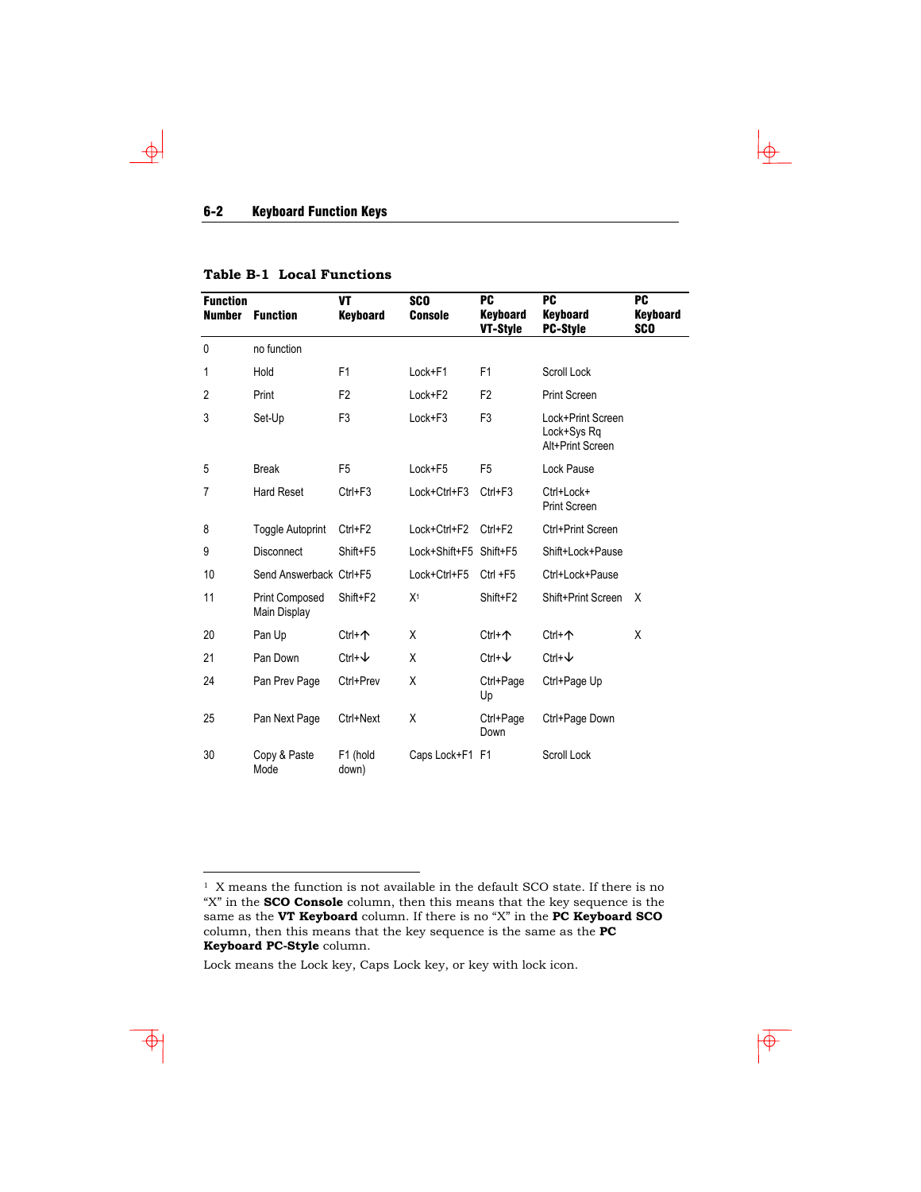**Table B-1 Local Functions**

| Function Number | Function | VT Keyboard | SCO Console | PC Keyboard VT-Style | PC Keyboard PC-Style | PC Keyboard SCO |
|---|---|---|---|---|---|---|
| 0 | no function | | | | | |
| 1 | Hold | F1 | Lock+F1 | F1 | Scroll Lock | |
| 2 | Print | F2 | Lock+F2 | F2 | Print Screen | |
| 3 | Set-Up | F3 | Lock+F3 | F3 | Lock+Print Screen Lock+Sys Rq Alt+Print Screen | |
| 5 | Break | F5 | Lock+F5 | F5 | Lock Pause | |
| 7 | Hard Reset | Ctrl+F3 | Lock+Ctrl+F3 | Ctrl+F3 | Ctrl+Lock+ Print Screen | |
| 8 | Toggle Autoprint | Ctrl+F2 | Lock+Ctrl+F2 | Ctrl+F2 | Ctrl+Print Screen | |
| 9 | Disconnect | Shift+F5 | Lock+Shift+F5 | Shift+F5 | Shift+Lock+Pause | |
| 10 | Send Answerback | Ctrl+F5 | Lock+Ctrl+F5 | Ctrl +F5 | Ctrl+Lock+Pause | |
| 11 | Print Composed Main Display | Shift+F2 | X[1] | Shift+F2 | Shift+Print Screen | X |
| 20 | Pan Up | Ctrl+↑ | X | Ctrl+↑ | Ctrl+↑ | X |
| 21 | Pan Down | Ctrl+↓ | X | Ctrl+↓ | Ctrl+↓ | |
| 24 | Pan Prev Page | Ctrl+Prev | X | Ctrl+Page Up | Ctrl+Page Up | |
| 25 | Pan Next Page | Ctrl+Next | X | Ctrl+Page Down | Ctrl+Page Down | |
| 30 | Copy & Paste Mode | F1 (hold down) | Caps Lock+F1 | F1 | Scroll Lock | |

[1] X means the function is not available in the default SCO state. If there is no "X" in the **SCO Console** column, then this means that the key sequence is the same as the **VT Keyboard** column. If there is no "X" in the **PC Keyboard SCO** column, then this means that the key sequence is the same as the **PC Keyboard PC-Style** column.

Lock means the Lock key, Caps Lock key, or key with lock icon.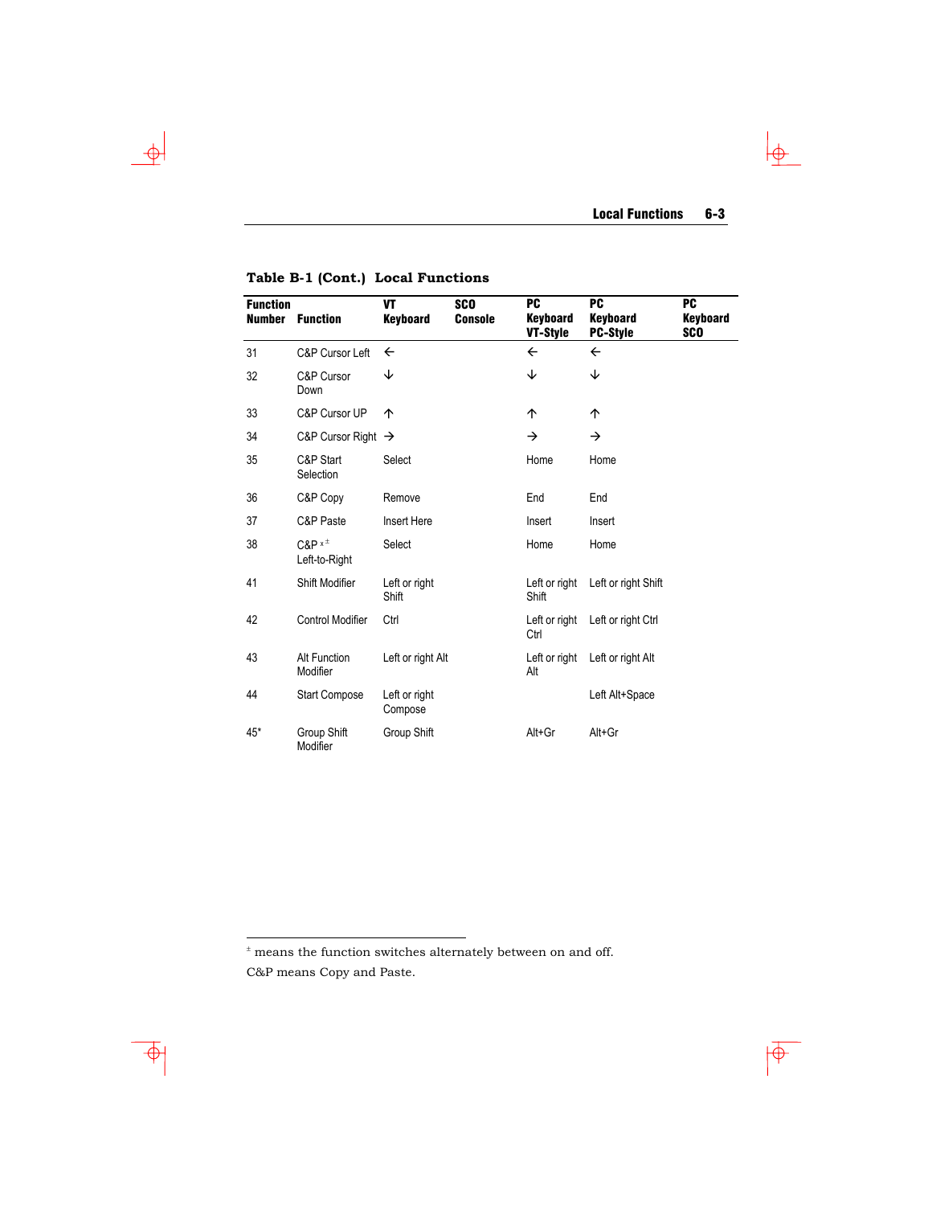**Table B-1 (Cont.) Local Functions**

| Function Number | Function | VT Keyboard | SCO Console | PC Keyboard VT-Style | PC Keyboard PC-Style | PC Keyboard SCO |
|---|---|---|---|---|---|---|
| 31 | C&P Cursor Left | ← | | ← | ← | |
| 32 | C&P Cursor Down | ↓ | | ↓ | ↓ | |
| 33 | C&P Cursor UP | ↑ | | ↑ | ↑ | |
| 34 | C&P Cursor Right | → | | → | → | |
| 35 | C&P Start Selection | Select | | Home | Home | |
| 36 | C&P Copy | Remove | | End | End | |
| 37 | C&P Paste | Insert Here | | Insert | Insert | |
| 38 | C&P x ± Left-to-Right | Select | | Home | Home | |
| 41 | Shift Modifier | Left or right Shift | | Left or right Shift | Left or right Shift | |
| 42 | Control Modifier | Ctrl | | Left or right Ctrl | Left or right Ctrl | |
| 43 | Alt Function Modifier | Left or right Alt | | Left or right Alt | Left or right Alt | |
| 44 | Start Compose | Left or right Compose | | | Left Alt+Space | |
| 45* | Group Shift Modifier | Group Shift | | Alt+Gr | Alt+Gr | |

± means the function switches alternately between on and off.

C&P means Copy and Paste.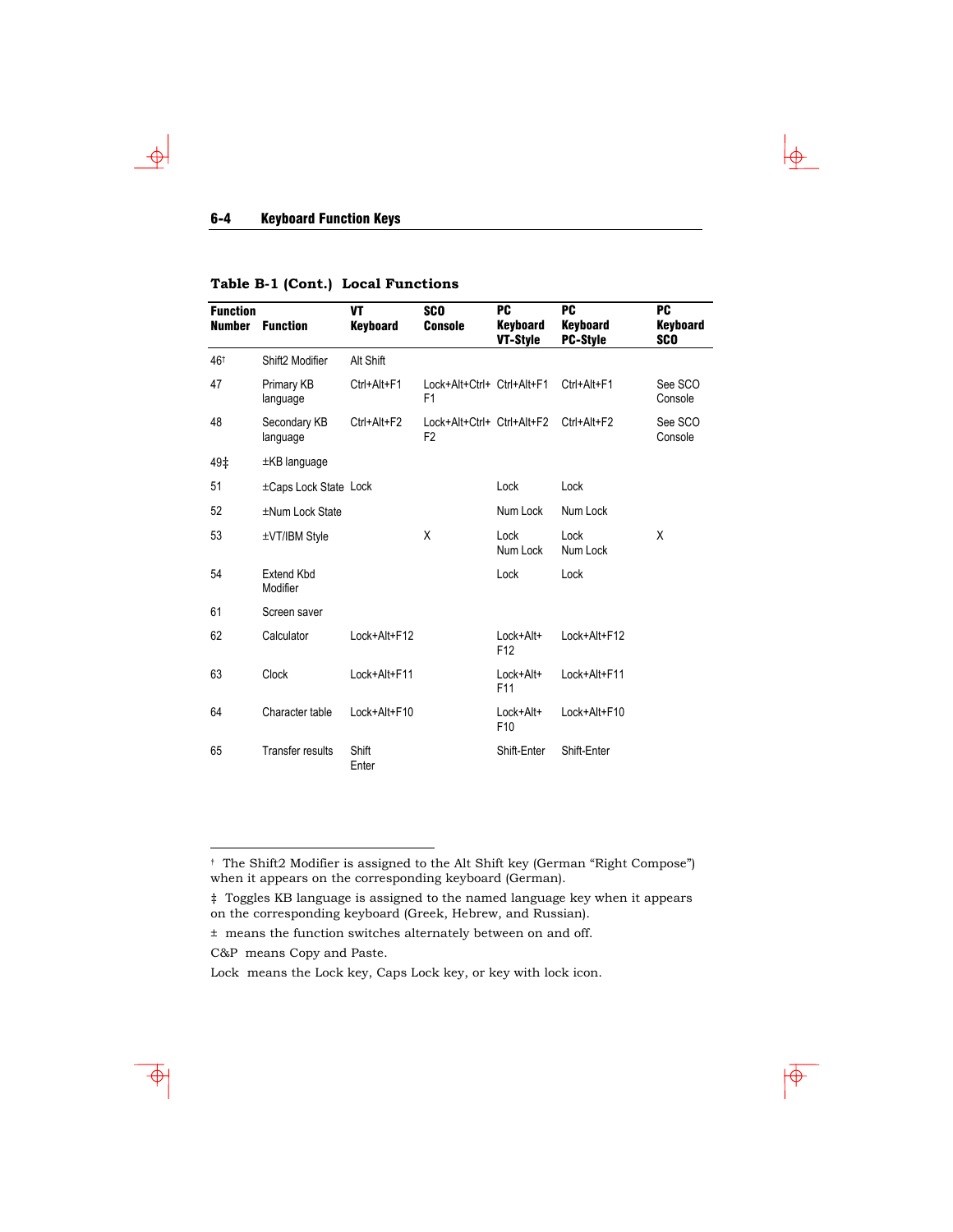**Table B-1 (Cont.) Local Functions**

| Function Number | Function | VT Keyboard | SCO Console | PC Keyboard VT-Style | PC Keyboard PC-Style | PC Keyboard SCO |
|---|---|---|---|---|---|---|
| 46† | Shift2 Modifier | Alt Shift | | | | |
| 47 | Primary KB language | Ctrl+Alt+F1 | Lock+Alt+Ctrl+ F1 | Ctrl+Alt+F1 | Ctrl+Alt+F1 | See SCO Console |
| 48 | Secondary KB language | Ctrl+Alt+F2 | Lock+Alt+Ctrl+ F2 | Ctrl+Alt+F2 | Ctrl+Alt+F2 | See SCO Console |
| 49‡ | ±KB language | | | | | |
| 51 | ±Caps Lock State | Lock | | Lock | Lock | |
| 52 | ±Num Lock State | | | Num Lock | Num Lock | |
| 53 | ±VT/IBM Style | | X | Lock Num Lock | Lock Num Lock | X |
| 54 | Extend Kbd Modifier | | | Lock | Lock | |
| 61 | Screen saver | | | | | |
| 62 | Calculator | Lock+Alt+F12 | | Lock+Alt+ F12 | Lock+Alt+F12 | |
| 63 | Clock | Lock+Alt+F11 | | Lock+Alt+ F11 | Lock+Alt+F11 | |
| 64 | Character table | Lock+Alt+F10 | | Lock+Alt+ F10 | Lock+Alt+F10 | |
| 65 | Transfer results | Shift Enter | | Shift-Enter | Shift-Enter | |

† The Shift2 Modifier is assigned to the Alt Shift key (German "Right Compose") when it appears on the corresponding keyboard (German).

‡ Toggles KB language is assigned to the named language key when it appears on the corresponding keyboard (Greek, Hebrew, and Russian).

± means the function switches alternately between on and off.

C&P means Copy and Paste.

Lock means the Lock key, Caps Lock key, or key with lock icon.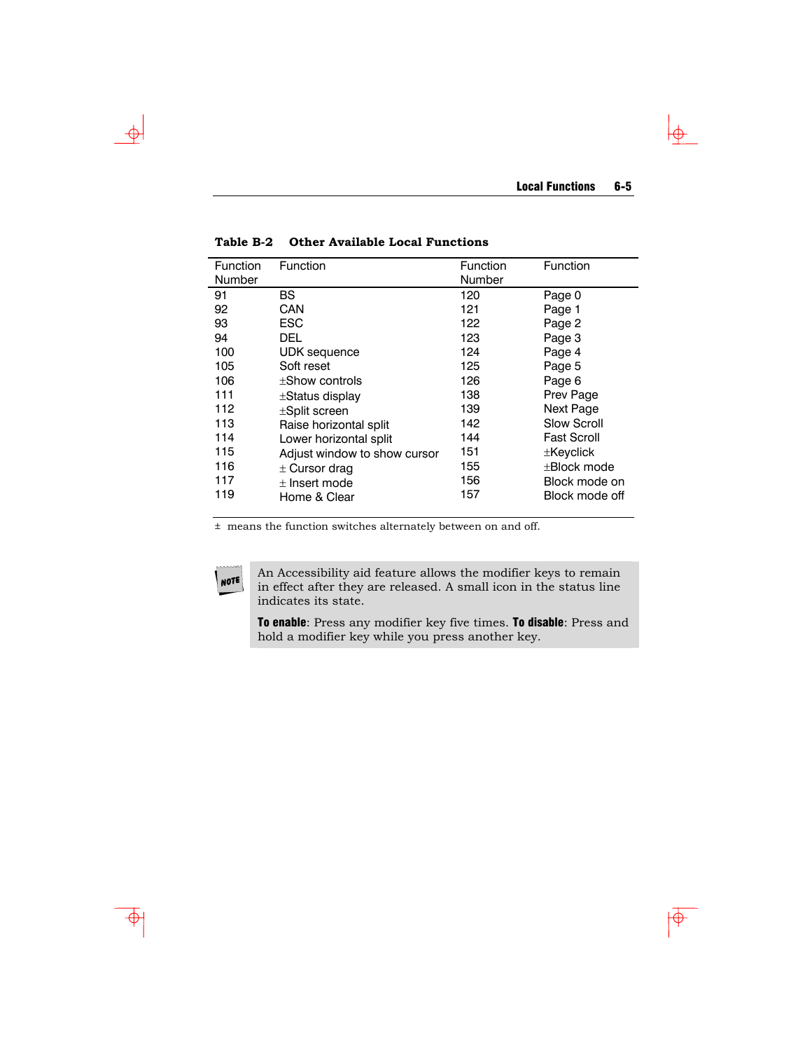**Table B-2 Other Available Local Functions**

| Function Number | Function | Function Number | Function |
|---|---|---|---|
| 91 | BS | 120 | Page 0 |
| 92 | CAN | 121 | Page 1 |
| 93 | ESC | 122 | Page 2 |
| 94 | DEL | 123 | Page 3 |
| 100 | UDK sequence | 124 | Page 4 |
| 105 | Soft reset | 125 | Page 5 |
| 106 | ±Show controls | 126 | Page 6 |
| 111 | ±Status display | 138 | Prev Page |
| 112 | ±Split screen | 139 | Next Page |
| 113 | Raise horizontal split | 142 | Slow Scroll |
| 114 | Lower horizontal split | 144 | Fast Scroll |
| 115 | Adjust window to show cursor | 151 | ±Keyclick |
| 116 | ± Cursor drag | 155 | ±Block mode |
| 117 | ± Insert mode | 156 | Block mode on |
| 119 | Home & Clear | 157 | Block mode off |

± means the function switches alternately between on and off.

> **NOTE**
>
> An Accessibility aid feature allows the modifier keys to remain in effect after they are released. A small icon in the status line indicates its state.
>
> **To enable**: Press any modifier key five times. **To disable**: Press and hold a modifier key while you press another key.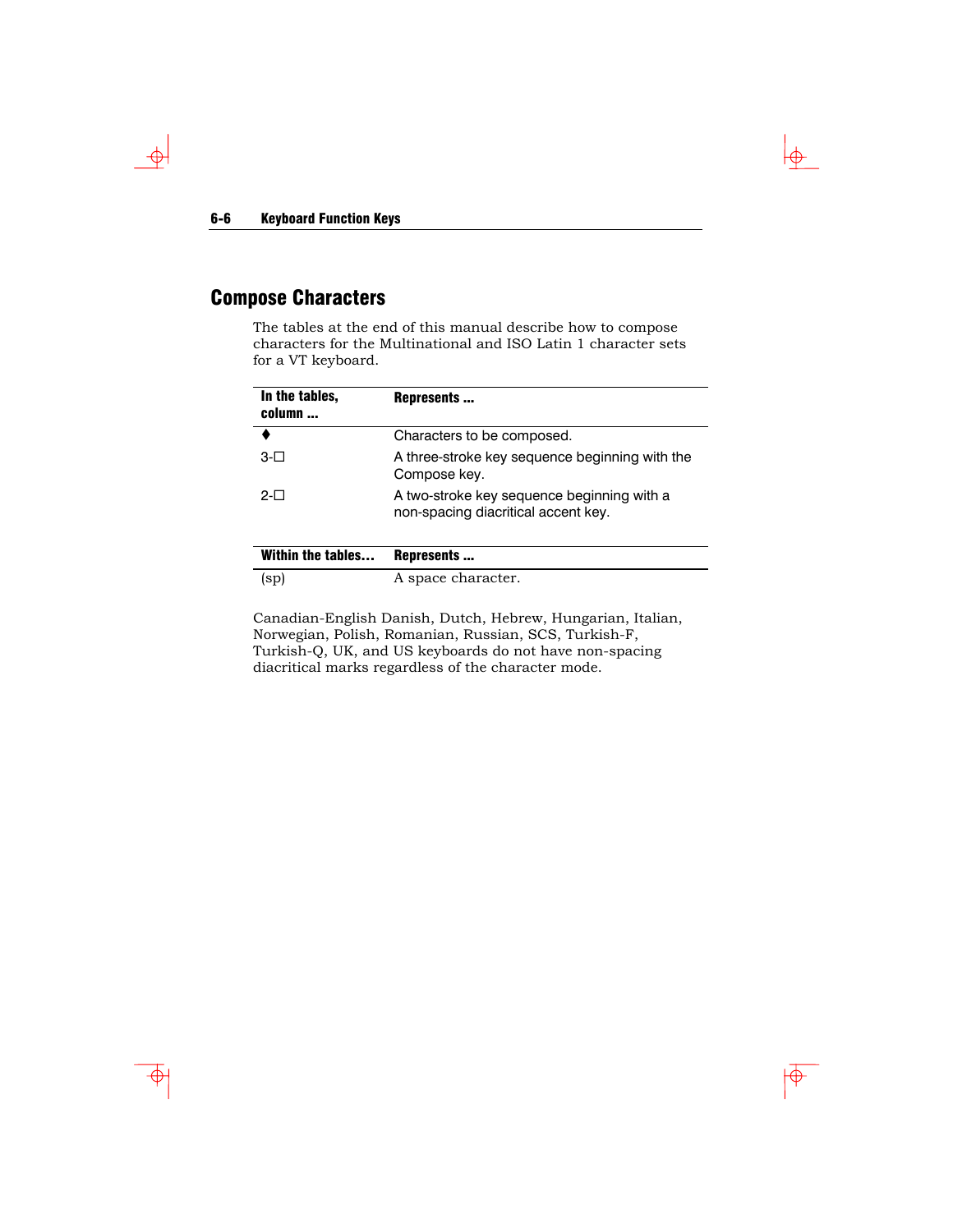## Compose Characters

The tables at the end of this manual describe how to compose characters for the Multinational and ISO Latin 1 character sets for a VT keyboard.

| In the tables, column ... | Represents ... |
|---|---|
| ♦ | Characters to be composed. |
| 3-☐ | A three-stroke key sequence beginning with the Compose key. |
| 2-☐ | A two-stroke key sequence beginning with a non-spacing diacritical accent key. |

| Within the tables... | Represents ... |
|---|---|
| (sp) | A space character. |

Canadian-English Danish, Dutch, Hebrew, Hungarian, Italian, Norwegian, Polish, Romanian, Russian, SCS, Turkish-F, Turkish-Q, UK, and US keyboards do not have non-spacing diacritical marks regardless of the character mode.